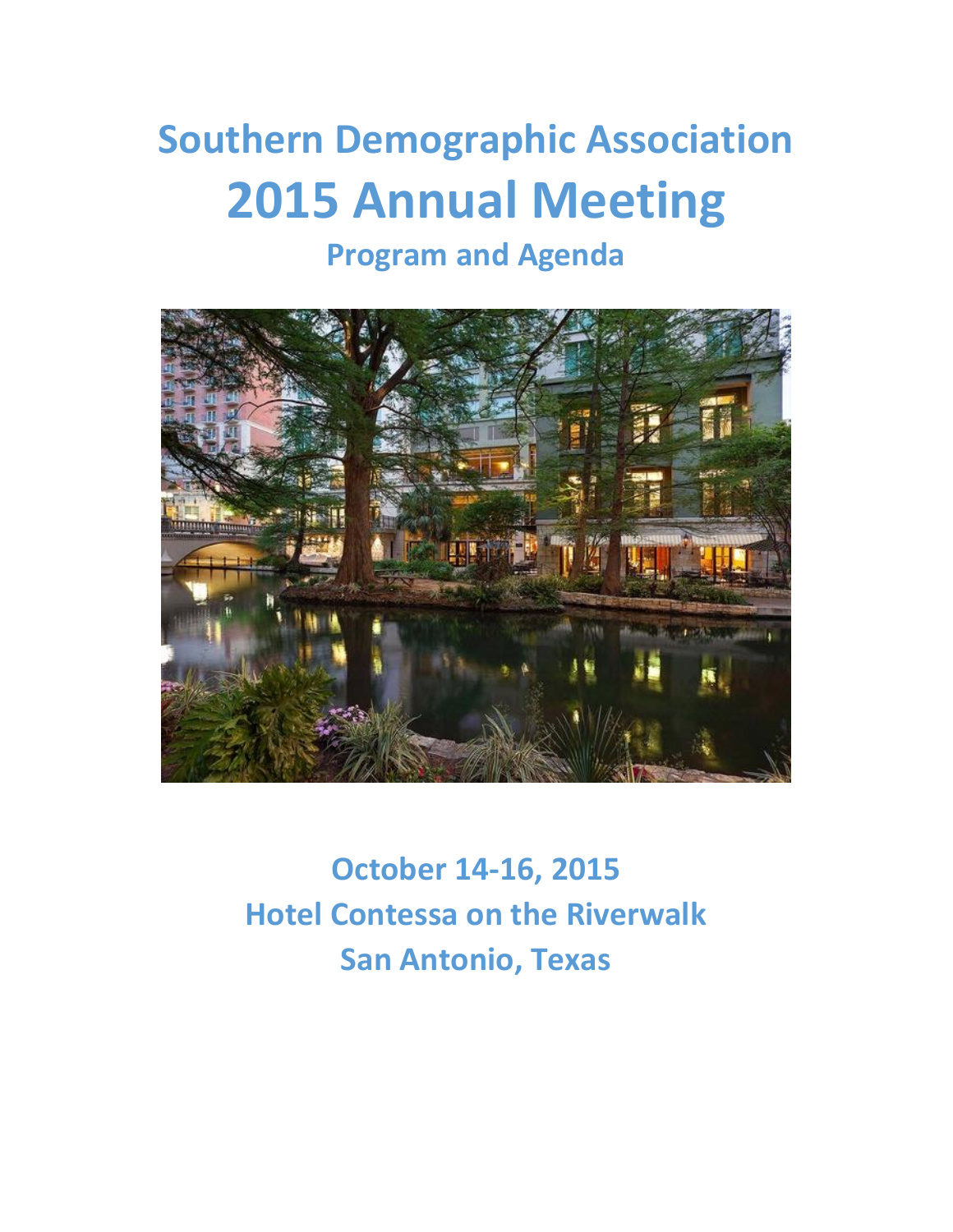# Southern Demographic Association

# 2015 Annual Meeting

## Program and Agenda

**October 14-16, 2015**

**Hotel Contessa on the Riverwalk**

**San Antonio, Texas**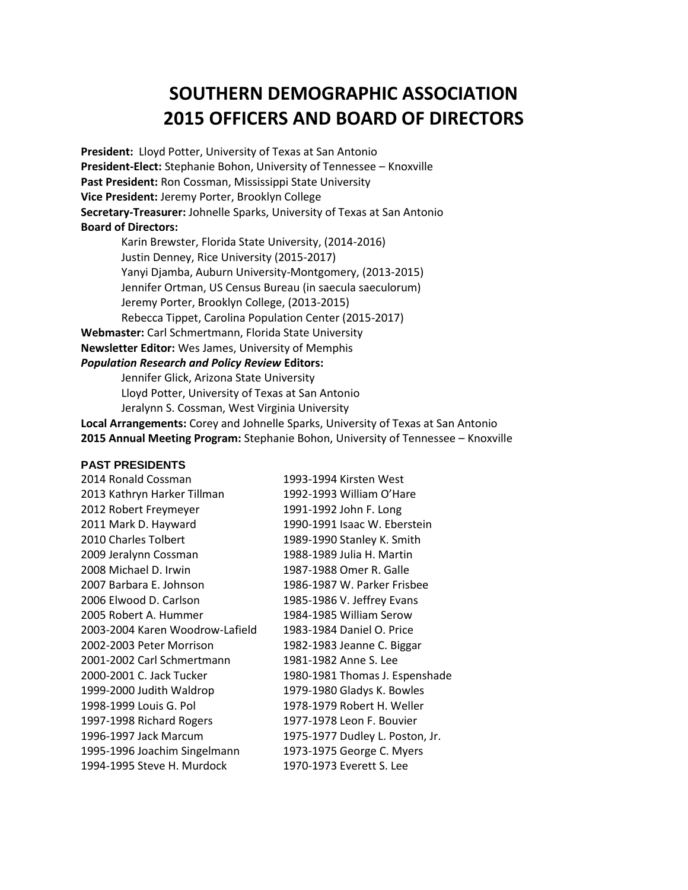# SOUTHERN DEMOGRAPHIC ASSOCIATION 2015 OFFICERS AND BOARD OF DIRECTORS

**President:** Lloyd Potter, University of Texas at San Antonio
**President-Elect:** Stephanie Bohon, University of Tennessee – Knoxville
**Past President:** Ron Cossman, Mississippi State University
**Vice President:** Jeremy Porter, Brooklyn College
**Secretary-Treasurer:** Johnelle Sparks, University of Texas at San Antonio
**Board of Directors:**

- Karin Brewster, Florida State University, (2014-2016)
- Justin Denney, Rice University (2015-2017)
- Yanyi Djamba, Auburn University-Montgomery, (2013-2015)
- Jennifer Ortman, US Census Bureau (in saecula saeculorum)
- Jeremy Porter, Brooklyn College, (2013-2015)
- Rebecca Tippet, Carolina Population Center (2015-2017)

**Webmaster:** Carl Schmertmann, Florida State University
**Newsletter Editor:** Wes James, University of Memphis
***Population Research and Policy Review* Editors:**

- Jennifer Glick, Arizona State University
- Lloyd Potter, University of Texas at San Antonio
- Jeralynn S. Cossman, West Virginia University

**Local Arrangements:** Corey and Johnelle Sparks, University of Texas at San Antonio
**2015 Annual Meeting Program:** Stephanie Bohon, University of Tennessee – Knoxville

### PAST PRESIDENTS

2014 Ronald Cossman
2013 Kathryn Harker Tillman
2012 Robert Freymeyer
2011 Mark D. Hayward
2010 Charles Tolbert
2009 Jeralynn Cossman
2008 Michael D. Irwin
2007 Barbara E. Johnson
2006 Elwood D. Carlson
2005 Robert A. Hummer
2003-2004 Karen Woodrow-Lafield
2002-2003 Peter Morrison
2001-2002 Carl Schmertmann
2000-2001 C. Jack Tucker
1999-2000 Judith Waldrop
1998-1999 Louis G. Pol
1997-1998 Richard Rogers
1996-1997 Jack Marcum
1995-1996 Joachim Singelmann
1994-1995 Steve H. Murdock
1993-1994 Kirsten West
1992-1993 William O'Hare
1991-1992 John F. Long
1990-1991 Isaac W. Eberstein
1989-1990 Stanley K. Smith
1988-1989 Julia H. Martin
1987-1988 Omer R. Galle
1986-1987 W. Parker Frisbee
1985-1986 V. Jeffrey Evans
1984-1985 William Serow
1983-1984 Daniel O. Price
1982-1983 Jeanne C. Biggar
1981-1982 Anne S. Lee
1980-1981 Thomas J. Espenshade
1979-1980 Gladys K. Bowles
1978-1979 Robert H. Weller
1977-1978 Leon F. Bouvier
1975-1977 Dudley L. Poston, Jr.
1973-1975 George C. Myers
1970-1973 Everett S. Lee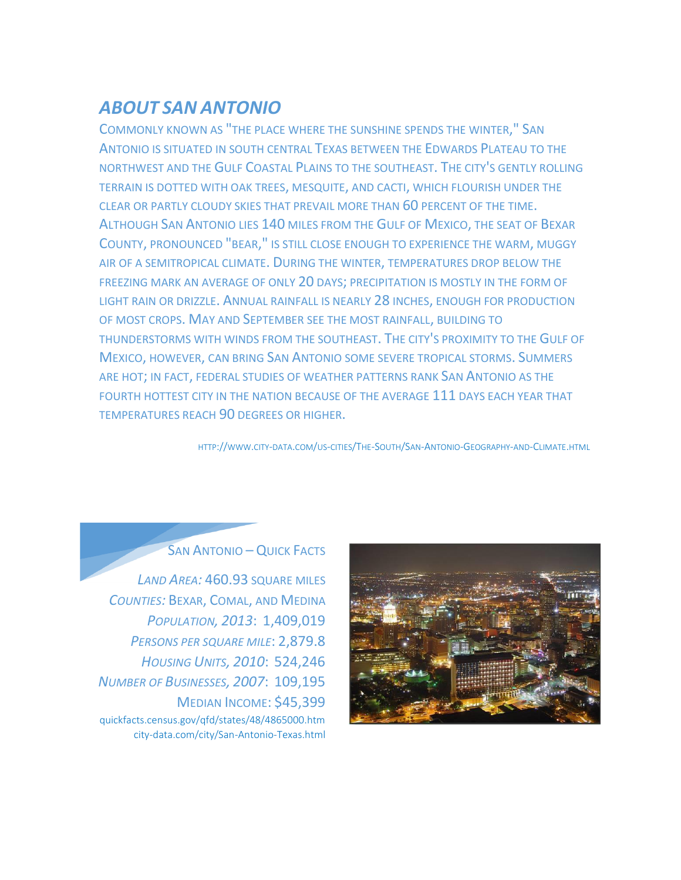## *ABOUT SAN ANTONIO*

Commonly known as "the place where the sunshine spends the winter," San Antonio is situated in south central Texas between the Edwards Plateau to the northwest and the Gulf Coastal Plains to the southeast. The city's gently rolling terrain is dotted with oak trees, mesquite, and cacti, which flourish under the clear or partly cloudy skies that prevail more than 60 percent of the time. Although San Antonio lies 140 miles from the Gulf of Mexico, the seat of Bexar County, pronounced "bear," is still close enough to experience the warm, muggy air of a semitropical climate. During the winter, temperatures drop below the freezing mark an average of only 20 days; precipitation is mostly in the form of light rain or drizzle. Annual rainfall is nearly 28 inches, enough for production of most crops. May and September see the most rainfall, building to thunderstorms with winds from the southeast. The city's proximity to the Gulf of Mexico, however, can bring San Antonio some severe tropical storms. Summers are hot; in fact, federal studies of weather patterns rank San Antonio as the fourth hottest city in the nation because of the average 111 days each year that temperatures reach 90 degrees or higher.

http://www.city-data.com/us-cities/The-South/San-Antonio-Geography-and-Climate.html

San Antonio – Quick Facts

*Land Area:* 460.93 square miles
*Counties:* Bexar, Comal, and Medina
*Population, 2013*: 1,409,019
*Persons per square mile*: 2,879.8
*Housing Units, 2010*: 524,246
*Number of Businesses, 2007*: 109,195
Median Income: $45,399

quickfacts.census.gov/qfd/states/48/4865000.htm
city-data.com/city/San-Antonio-Texas.html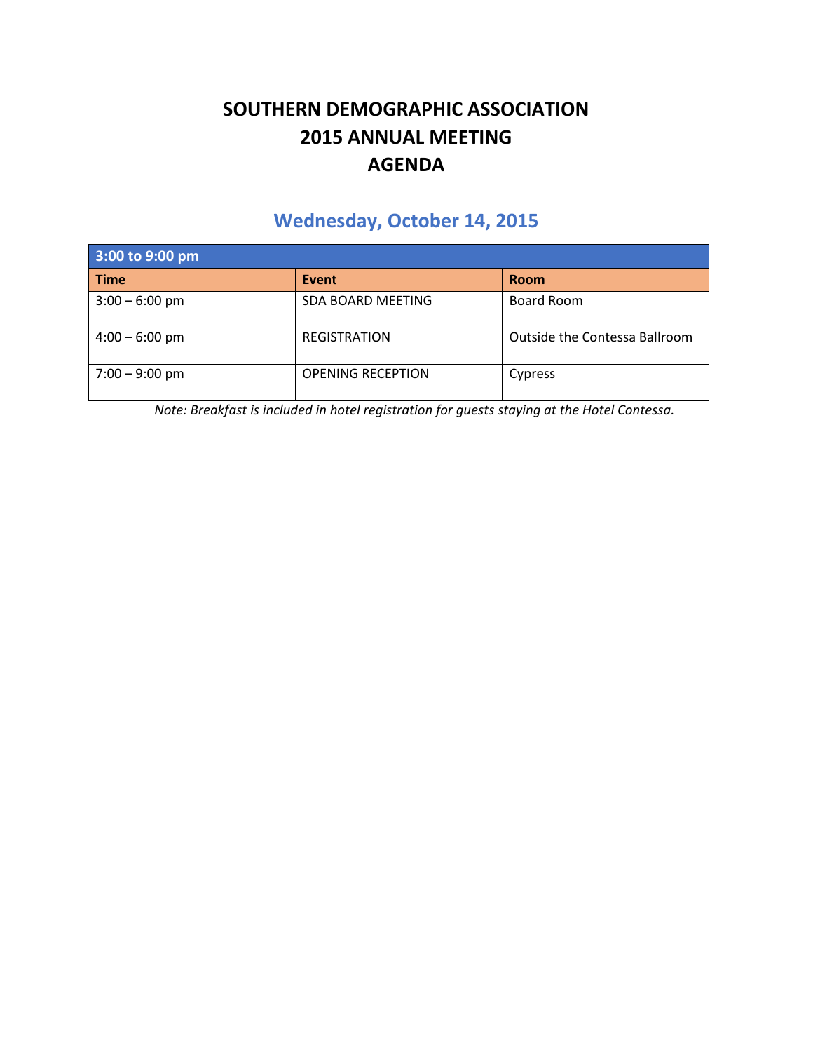# SOUTHERN DEMOGRAPHIC ASSOCIATION
# 2015 ANNUAL MEETING
# AGENDA

## Wednesday, October 14, 2015

| 3:00 to 9:00 pm | | |
|---|---|---|
| **Time** | **Event** | **Room** |
| 3:00 – 6:00 pm | SDA BOARD MEETING | Board Room |
| 4:00 – 6:00 pm | REGISTRATION | Outside the Contessa Ballroom |
| 7:00 – 9:00 pm | OPENING RECEPTION | Cypress |

*Note: Breakfast is included in hotel registration for guests staying at the Hotel Contessa.*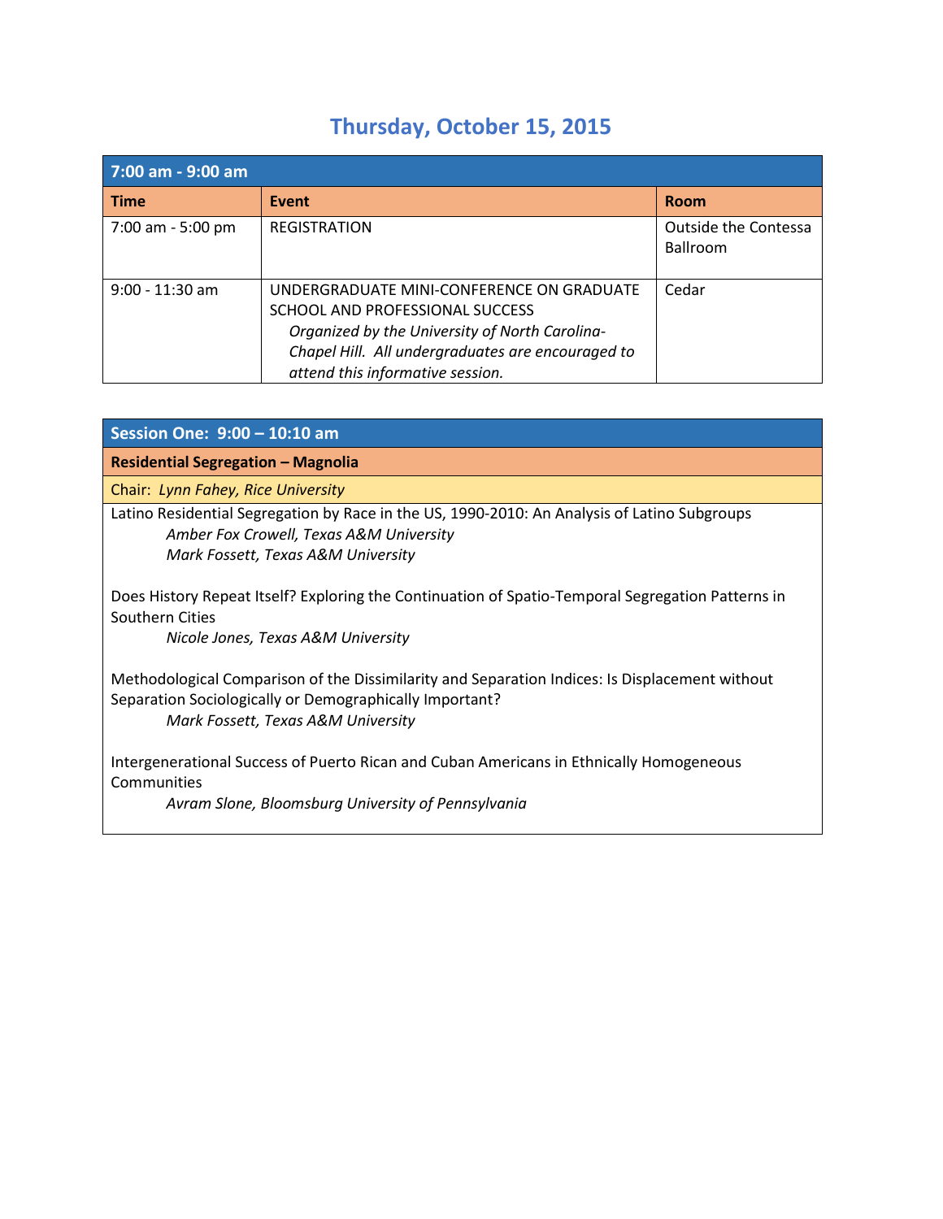# Thursday, October 15, 2015

| 7:00 am - 9:00 am | | |
|---|---|---|
| **Time** | **Event** | **Room** |
| 7:00 am - 5:00 pm | REGISTRATION | Outside the Contessa Ballroom |
| 9:00 - 11:30 am | UNDERGRADUATE MINI-CONFERENCE ON GRADUATE SCHOOL AND PROFESSIONAL SUCCESS *Organized by the University of North Carolina-Chapel Hill. All undergraduates are encouraged to attend this informative session.* | Cedar |

## Session One: 9:00 – 10:10 am

**Residential Segregation – Magnolia**

Chair: *Lynn Fahey, Rice University*

Latino Residential Segregation by Race in the US, 1990-2010: An Analysis of Latino Subgroups
*Amber Fox Crowell, Texas A&M University*
*Mark Fossett, Texas A&M University*

Does History Repeat Itself? Exploring the Continuation of Spatio-Temporal Segregation Patterns in Southern Cities
*Nicole Jones, Texas A&M University*

Methodological Comparison of the Dissimilarity and Separation Indices: Is Displacement without Separation Sociologically or Demographically Important?
*Mark Fossett, Texas A&M University*

Intergenerational Success of Puerto Rican and Cuban Americans in Ethnically Homogeneous Communities
*Avram Slone, Bloomsburg University of Pennsylvania*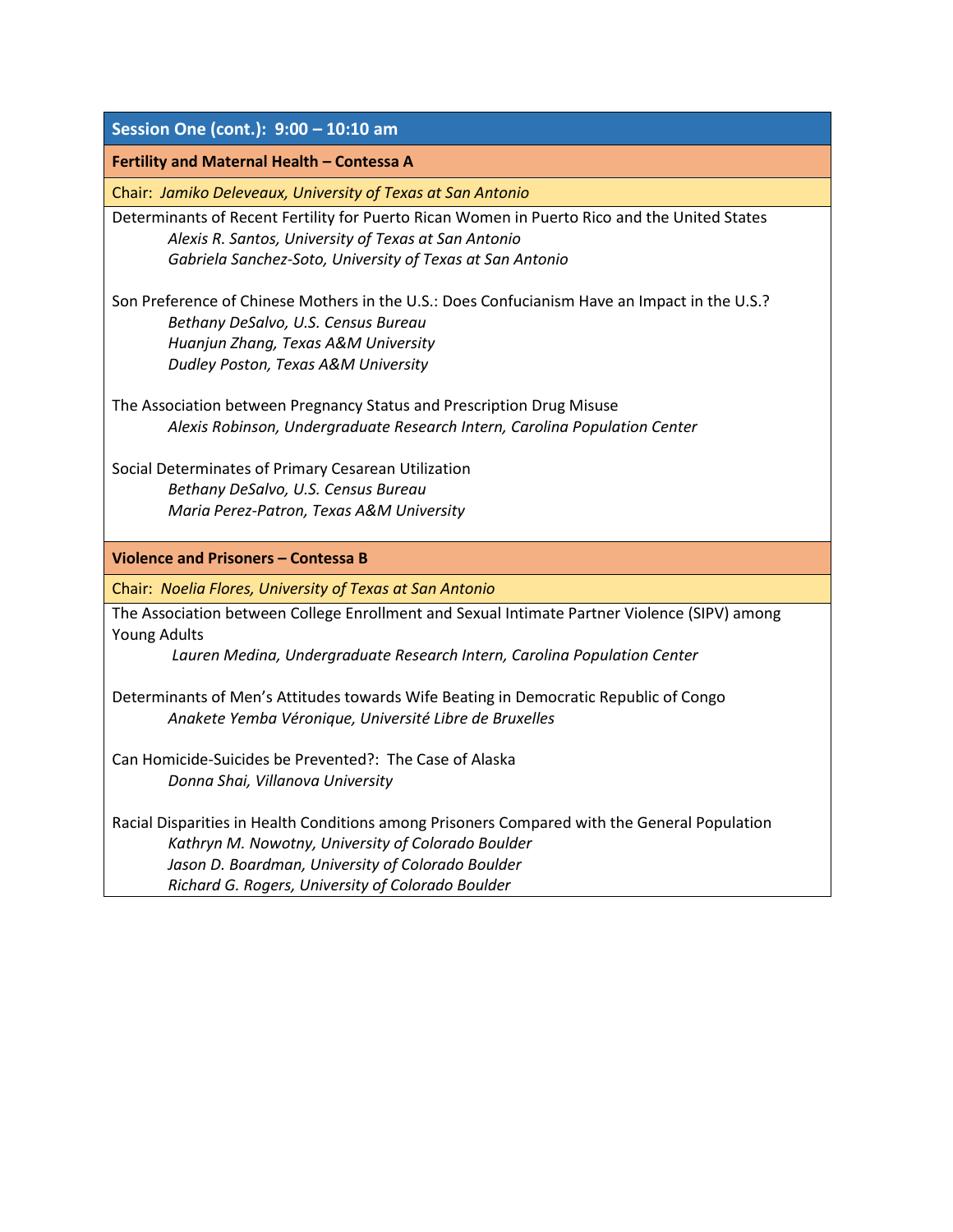## Session One (cont.): 9:00 – 10:10 am

### Fertility and Maternal Health – Contessa A

Chair: *Jamiko Deleveaux, University of Texas at San Antonio*

Determinants of Recent Fertility for Puerto Rican Women in Puerto Rico and the United States
*Alexis R. Santos, University of Texas at San Antonio*
*Gabriela Sanchez-Soto, University of Texas at San Antonio*

Son Preference of Chinese Mothers in the U.S.: Does Confucianism Have an Impact in the U.S.?
*Bethany DeSalvo, U.S. Census Bureau*
*Huanjun Zhang, Texas A&M University*
*Dudley Poston, Texas A&M University*

The Association between Pregnancy Status and Prescription Drug Misuse
*Alexis Robinson, Undergraduate Research Intern, Carolina Population Center*

Social Determinates of Primary Cesarean Utilization
*Bethany DeSalvo, U.S. Census Bureau*
*Maria Perez-Patron, Texas A&M University*

### Violence and Prisoners – Contessa B

Chair: *Noelia Flores, University of Texas at San Antonio*

The Association between College Enrollment and Sexual Intimate Partner Violence (SIPV) among Young Adults
*Lauren Medina, Undergraduate Research Intern, Carolina Population Center*

Determinants of Men's Attitudes towards Wife Beating in Democratic Republic of Congo
*Anakete Yemba Véronique, Université Libre de Bruxelles*

Can Homicide-Suicides be Prevented?: The Case of Alaska
*Donna Shai, Villanova University*

Racial Disparities in Health Conditions among Prisoners Compared with the General Population
*Kathryn M. Nowotny, University of Colorado Boulder*
*Jason D. Boardman, University of Colorado Boulder*
*Richard G. Rogers, University of Colorado Boulder*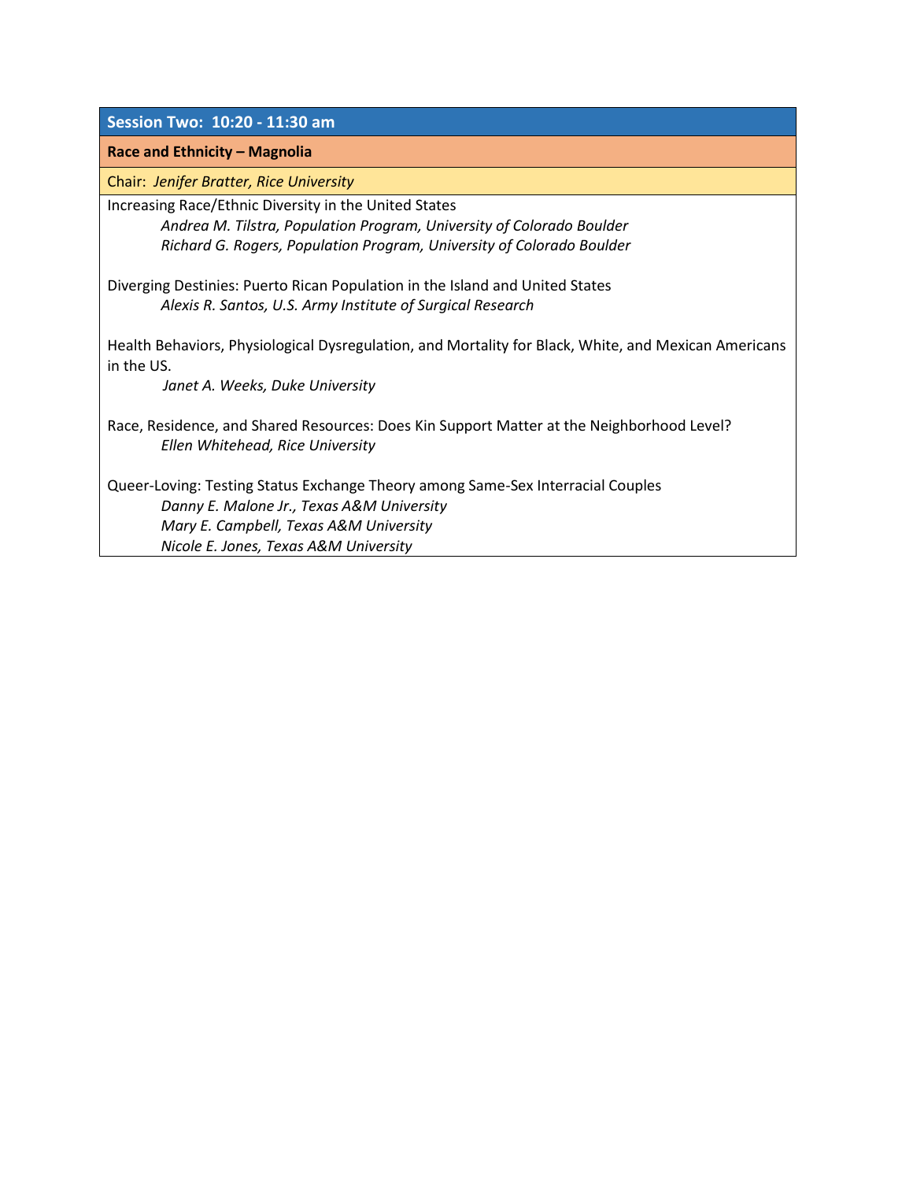## Session Two: 10:20 - 11:30 am

### Race and Ethnicity – Magnolia

Chair: *Jenifer Bratter, Rice University*

Increasing Race/Ethnic Diversity in the United States

*Andrea M. Tilstra, Population Program, University of Colorado Boulder*
*Richard G. Rogers, Population Program, University of Colorado Boulder*

Diverging Destinies: Puerto Rican Population in the Island and United States

*Alexis R. Santos, U.S. Army Institute of Surgical Research*

Health Behaviors, Physiological Dysregulation, and Mortality for Black, White, and Mexican Americans in the US.

*Janet A. Weeks, Duke University*

Race, Residence, and Shared Resources: Does Kin Support Matter at the Neighborhood Level?

*Ellen Whitehead, Rice University*

Queer-Loving: Testing Status Exchange Theory among Same-Sex Interracial Couples

*Danny E. Malone Jr., Texas A&M University*
*Mary E. Campbell, Texas A&M University*
*Nicole E. Jones, Texas A&M University*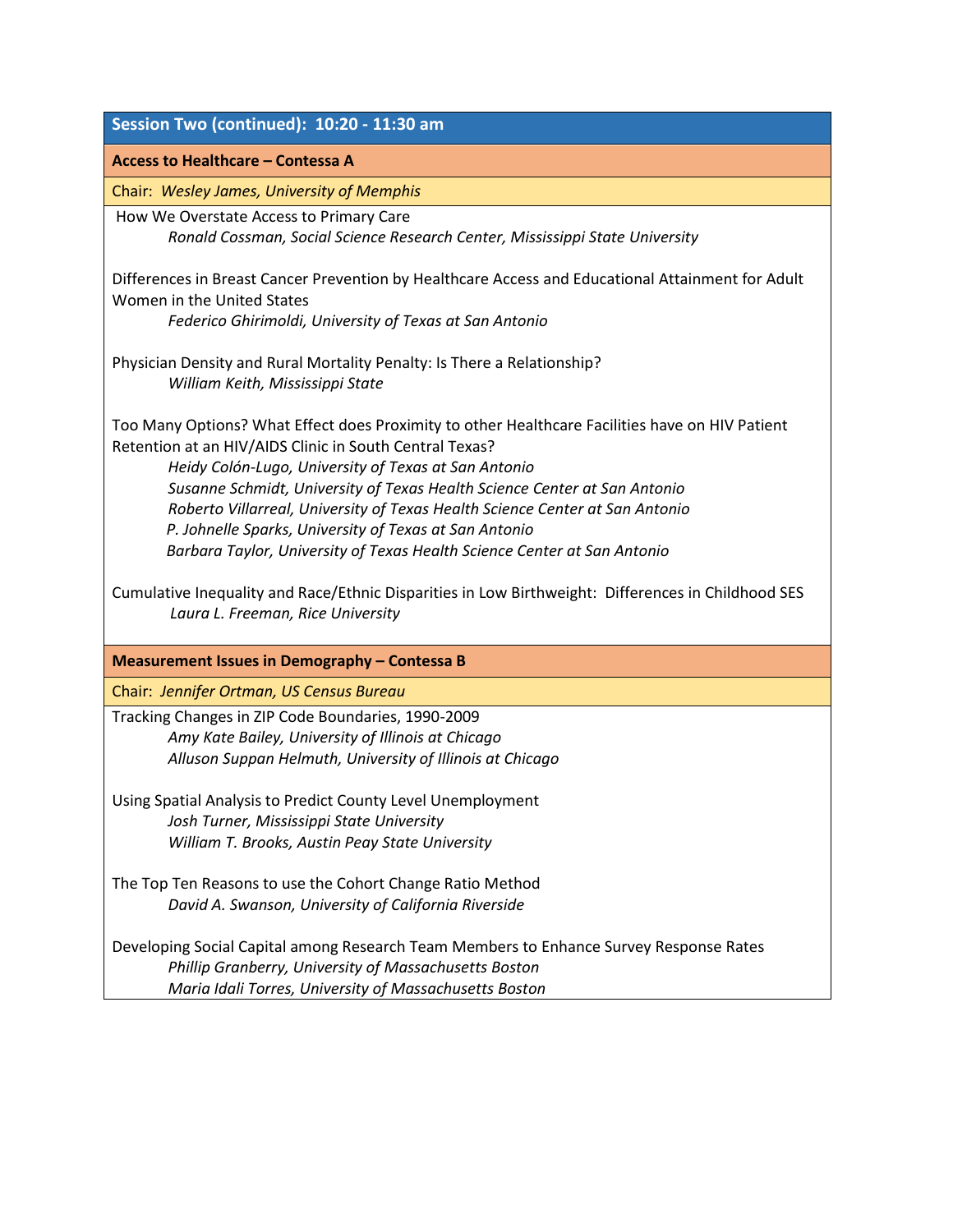## Session Two (continued): 10:20 - 11:30 am

### Access to Healthcare – Contessa A

Chair: *Wesley James, University of Memphis*

How We Overstate Access to Primary Care
*Ronald Cossman, Social Science Research Center, Mississippi State University*

Differences in Breast Cancer Prevention by Healthcare Access and Educational Attainment for Adult Women in the United States
*Federico Ghirimoldi, University of Texas at San Antonio*

Physician Density and Rural Mortality Penalty: Is There a Relationship?
*William Keith, Mississippi State*

Too Many Options? What Effect does Proximity to other Healthcare Facilities have on HIV Patient Retention at an HIV/AIDS Clinic in South Central Texas?
*Heidy Colón-Lugo, University of Texas at San Antonio*
*Susanne Schmidt, University of Texas Health Science Center at San Antonio*
*Roberto Villarreal, University of Texas Health Science Center at San Antonio*
*P. Johnelle Sparks, University of Texas at San Antonio*
*Barbara Taylor, University of Texas Health Science Center at San Antonio*

Cumulative Inequality and Race/Ethnic Disparities in Low Birthweight: Differences in Childhood SES
*Laura L. Freeman, Rice University*

### Measurement Issues in Demography – Contessa B

Chair: *Jennifer Ortman, US Census Bureau*

Tracking Changes in ZIP Code Boundaries, 1990-2009
*Amy Kate Bailey, University of Illinois at Chicago*
*Alluson Suppan Helmuth, University of Illinois at Chicago*

Using Spatial Analysis to Predict County Level Unemployment
*Josh Turner, Mississippi State University*
*William T. Brooks, Austin Peay State University*

The Top Ten Reasons to use the Cohort Change Ratio Method
*David A. Swanson, University of California Riverside*

Developing Social Capital among Research Team Members to Enhance Survey Response Rates
*Phillip Granberry, University of Massachusetts Boston*
*Maria Idali Torres, University of Massachusetts Boston*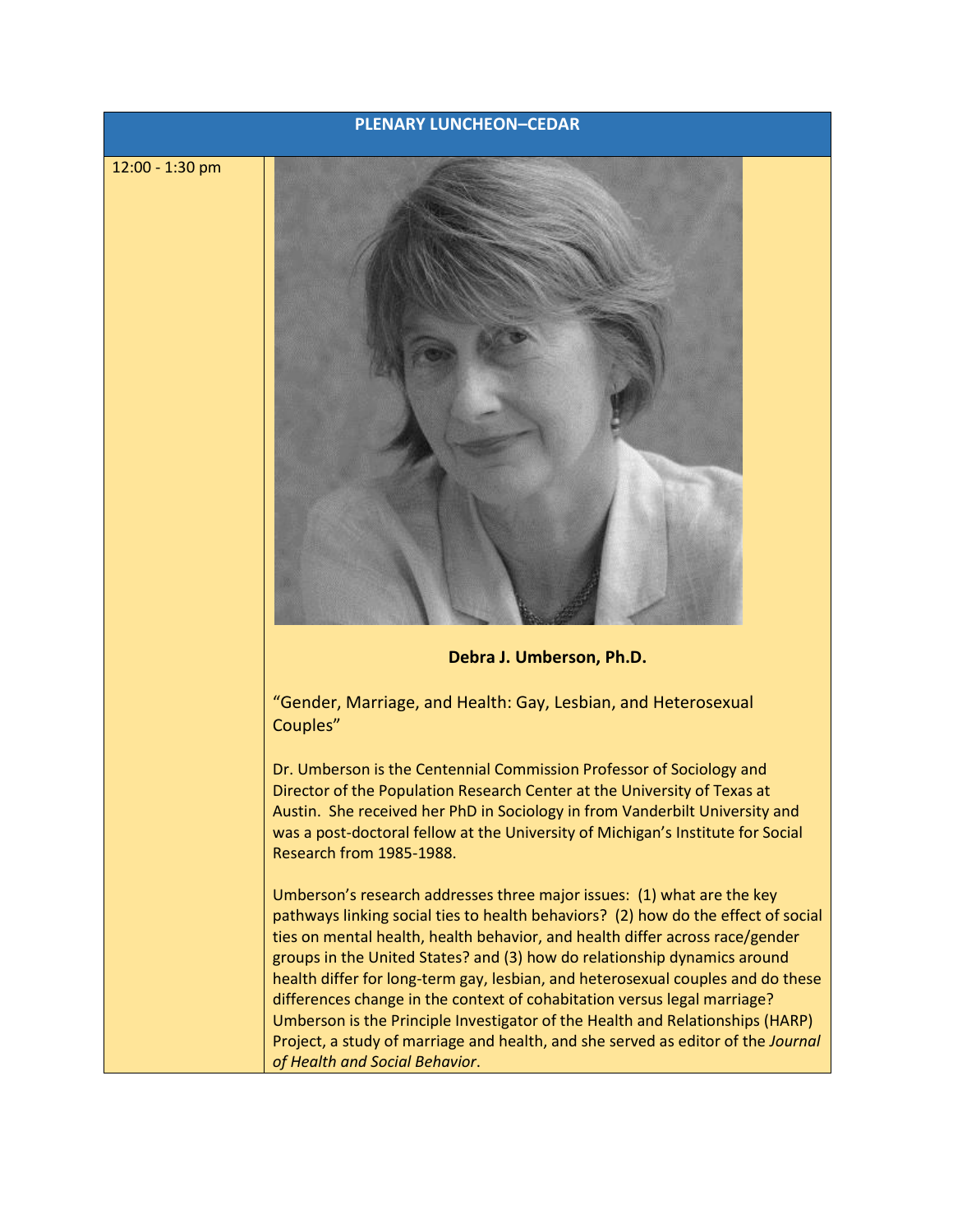## PLENARY LUNCHEON–CEDAR

12:00 - 1:30 pm

**Debra J. Umberson, Ph.D.**

"Gender, Marriage, and Health: Gay, Lesbian, and Heterosexual Couples"

Dr. Umberson is the Centennial Commission Professor of Sociology and Director of the Population Research Center at the University of Texas at Austin. She received her PhD in Sociology in from Vanderbilt University and was a post-doctoral fellow at the University of Michigan's Institute for Social Research from 1985-1988.

Umberson's research addresses three major issues: (1) what are the key pathways linking social ties to health behaviors? (2) how do the effect of social ties on mental health, health behavior, and health differ across race/gender groups in the United States? and (3) how do relationship dynamics around health differ for long-term gay, lesbian, and heterosexual couples and do these differences change in the context of cohabitation versus legal marriage? Umberson is the Principle Investigator of the Health and Relationships (HARP) Project, a study of marriage and health, and she served as editor of the *Journal of Health and Social Behavior*.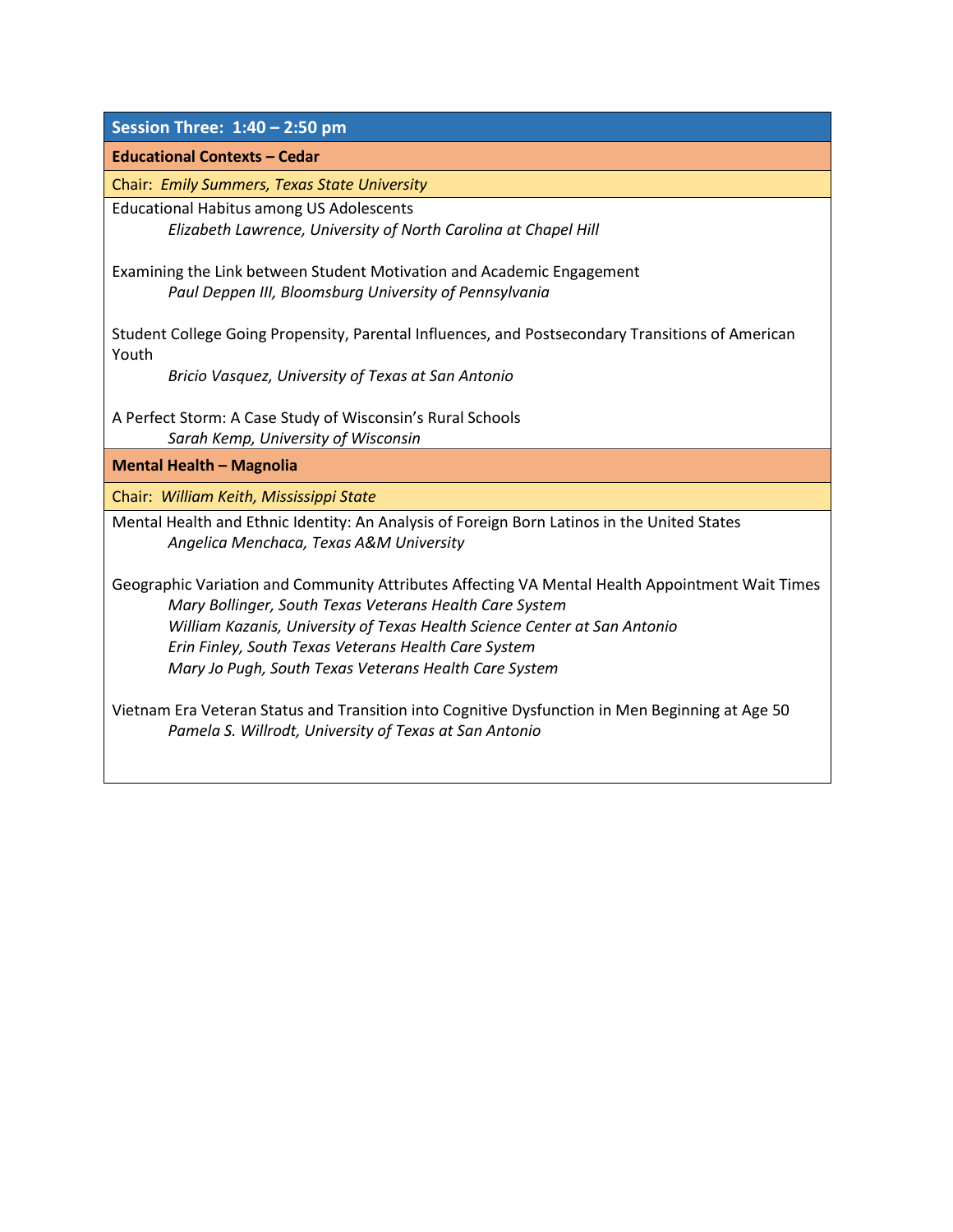## Session Three: 1:40 – 2:50 pm

### Educational Contexts – Cedar

Chair: *Emily Summers, Texas State University*

Educational Habitus among US Adolescents
*Elizabeth Lawrence, University of North Carolina at Chapel Hill*

Examining the Link between Student Motivation and Academic Engagement
*Paul Deppen III, Bloomsburg University of Pennsylvania*

Student College Going Propensity, Parental Influences, and Postsecondary Transitions of American Youth
*Bricio Vasquez, University of Texas at San Antonio*

A Perfect Storm: A Case Study of Wisconsin's Rural Schools
*Sarah Kemp, University of Wisconsin*

### Mental Health – Magnolia

Chair: *William Keith, Mississippi State*

Mental Health and Ethnic Identity: An Analysis of Foreign Born Latinos in the United States
*Angelica Menchaca, Texas A&M University*

Geographic Variation and Community Attributes Affecting VA Mental Health Appointment Wait Times
*Mary Bollinger, South Texas Veterans Health Care System*
*William Kazanis, University of Texas Health Science Center at San Antonio*
*Erin Finley, South Texas Veterans Health Care System*
*Mary Jo Pugh, South Texas Veterans Health Care System*

Vietnam Era Veteran Status and Transition into Cognitive Dysfunction in Men Beginning at Age 50
*Pamela S. Willrodt, University of Texas at San Antonio*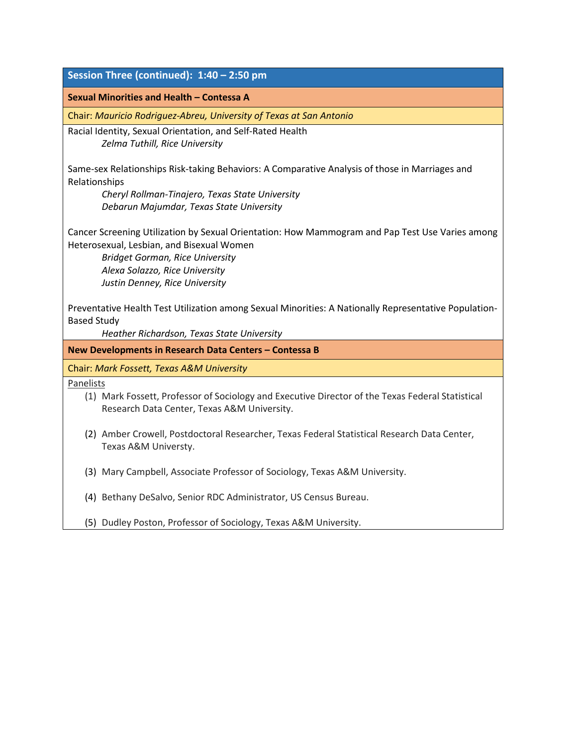## Session Three (continued): 1:40 – 2:50 pm

### Sexual Minorities and Health – Contessa A

Chair: *Mauricio Rodriguez-Abreu, University of Texas at San Antonio*

Racial Identity, Sexual Orientation, and Self-Rated Health
*Zelma Tuthill, Rice University*

Same-sex Relationships Risk-taking Behaviors: A Comparative Analysis of those in Marriages and Relationships
*Cheryl Rollman-Tinajero, Texas State University*
*Debarun Majumdar, Texas State University*

Cancer Screening Utilization by Sexual Orientation: How Mammogram and Pap Test Use Varies among Heterosexual, Lesbian, and Bisexual Women
*Bridget Gorman, Rice University*
*Alexa Solazzo, Rice University*
*Justin Denney, Rice University*

Preventative Health Test Utilization among Sexual Minorities: A Nationally Representative Population-Based Study
*Heather Richardson, Texas State University*

### New Developments in Research Data Centers – Contessa B

Chair: *Mark Fossett, Texas A&M University*

Panelists

1. Mark Fossett, Professor of Sociology and Executive Director of the Texas Federal Statistical Research Data Center, Texas A&M University.
2. Amber Crowell, Postdoctoral Researcher, Texas Federal Statistical Research Data Center, Texas A&M Universty.
3. Mary Campbell, Associate Professor of Sociology, Texas A&M University.
4. Bethany DeSalvo, Senior RDC Administrator, US Census Bureau.
5. Dudley Poston, Professor of Sociology, Texas A&M University.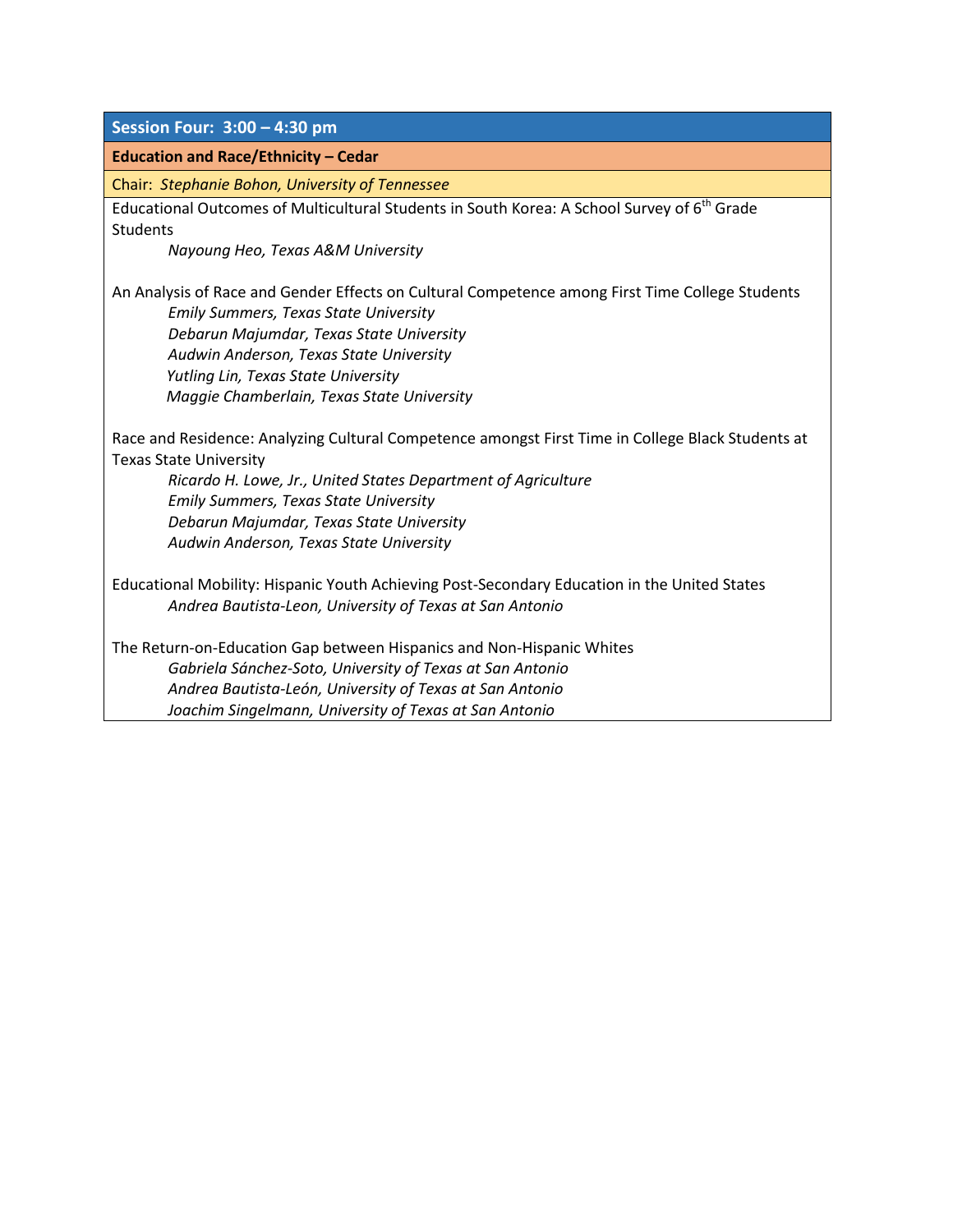## Session Four: 3:00 – 4:30 pm

### Education and Race/Ethnicity – Cedar

Chair: *Stephanie Bohon, University of Tennessee*

Educational Outcomes of Multicultural Students in South Korea: A School Survey of 6th Grade Students

*Nayoung Heo, Texas A&M University*

An Analysis of Race and Gender Effects on Cultural Competence among First Time College Students

*Emily Summers, Texas State University*
*Debarun Majumdar, Texas State University*
*Audwin Anderson, Texas State University*
*Yutling Lin, Texas State University*
*Maggie Chamberlain, Texas State University*

Race and Residence: Analyzing Cultural Competence amongst First Time in College Black Students at Texas State University

*Ricardo H. Lowe, Jr., United States Department of Agriculture*
*Emily Summers, Texas State University*
*Debarun Majumdar, Texas State University*
*Audwin Anderson, Texas State University*

Educational Mobility: Hispanic Youth Achieving Post-Secondary Education in the United States

*Andrea Bautista-Leon, University of Texas at San Antonio*

The Return-on-Education Gap between Hispanics and Non-Hispanic Whites

*Gabriela Sánchez-Soto, University of Texas at San Antonio*
*Andrea Bautista-León, University of Texas at San Antonio*
*Joachim Singelmann, University of Texas at San Antonio*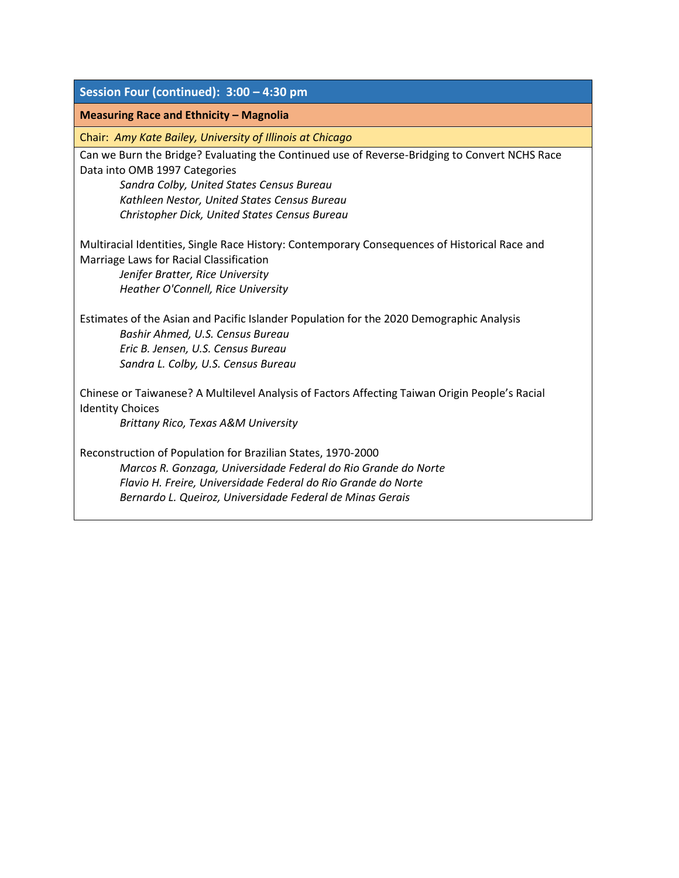## Session Four (continued): 3:00 – 4:30 pm

### Measuring Race and Ethnicity – Magnolia

Chair: *Amy Kate Bailey, University of Illinois at Chicago*

Can we Burn the Bridge? Evaluating the Continued use of Reverse-Bridging to Convert NCHS Race Data into OMB 1997 Categories

*Sandra Colby, United States Census Bureau*
*Kathleen Nestor, United States Census Bureau*
*Christopher Dick, United States Census Bureau*

Multiracial Identities, Single Race History: Contemporary Consequences of Historical Race and Marriage Laws for Racial Classification

*Jenifer Bratter, Rice University*
*Heather O'Connell, Rice University*

Estimates of the Asian and Pacific Islander Population for the 2020 Demographic Analysis

*Bashir Ahmed, U.S. Census Bureau*
*Eric B. Jensen, U.S. Census Bureau*
*Sandra L. Colby, U.S. Census Bureau*

Chinese or Taiwanese? A Multilevel Analysis of Factors Affecting Taiwan Origin People's Racial Identity Choices

*Brittany Rico, Texas A&M University*

Reconstruction of Population for Brazilian States, 1970-2000

*Marcos R. Gonzaga, Universidade Federal do Rio Grande do Norte*
*Flavio H. Freire, Universidade Federal do Rio Grande do Norte*
*Bernardo L. Queiroz, Universidade Federal de Minas Gerais*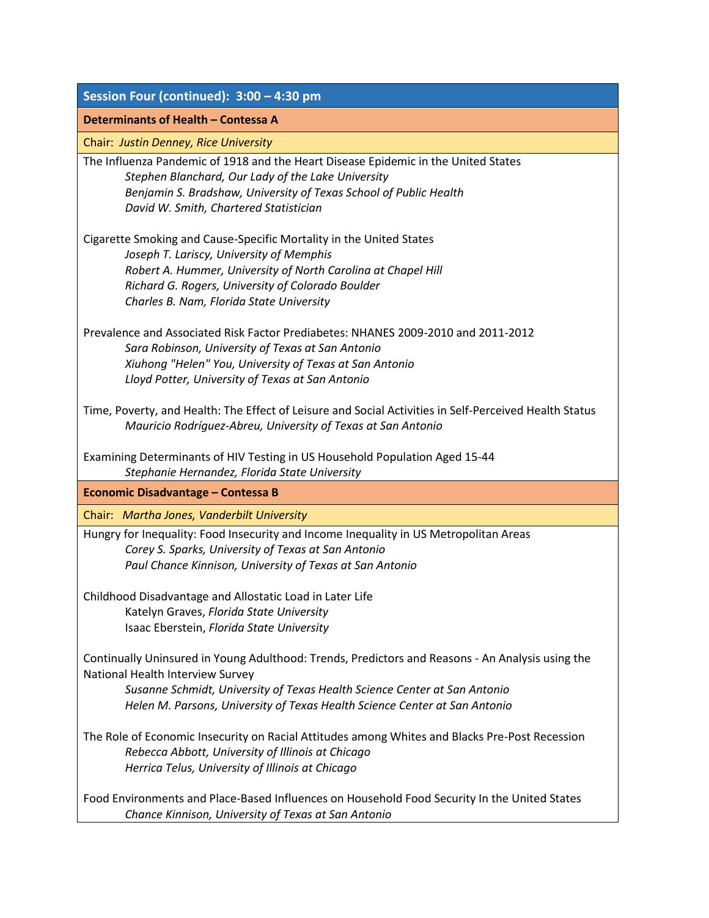## Session Four (continued): 3:00 – 4:30 pm

### Determinants of Health – Contessa A

Chair: *Justin Denney, Rice University*

The Influenza Pandemic of 1918 and the Heart Disease Epidemic in the United States
*Stephen Blanchard, Our Lady of the Lake University*
*Benjamin S. Bradshaw, University of Texas School of Public Health*
*David W. Smith, Chartered Statistician*

Cigarette Smoking and Cause-Specific Mortality in the United States
*Joseph T. Lariscy, University of Memphis*
*Robert A. Hummer, University of North Carolina at Chapel Hill*
*Richard G. Rogers, University of Colorado Boulder*
*Charles B. Nam, Florida State University*

Prevalence and Associated Risk Factor Prediabetes: NHANES 2009-2010 and 2011-2012
*Sara Robinson, University of Texas at San Antonio*
*Xiuhong "Helen" You, University of Texas at San Antonio*
*Lloyd Potter, University of Texas at San Antonio*

Time, Poverty, and Health: The Effect of Leisure and Social Activities in Self-Perceived Health Status
*Mauricio Rodríguez-Abreu, University of Texas at San Antonio*

Examining Determinants of HIV Testing in US Household Population Aged 15-44
*Stephanie Hernandez, Florida State University*

### Economic Disadvantage – Contessa B

Chair: *Martha Jones, Vanderbilt University*

Hungry for Inequality: Food Insecurity and Income Inequality in US Metropolitan Areas
*Corey S. Sparks, University of Texas at San Antonio*
*Paul Chance Kinnison, University of Texas at San Antonio*

Childhood Disadvantage and Allostatic Load in Later Life
Katelyn Graves, *Florida State University*
Isaac Eberstein, *Florida State University*

Continually Uninsured in Young Adulthood: Trends, Predictors and Reasons - An Analysis using the National Health Interview Survey
*Susanne Schmidt, University of Texas Health Science Center at San Antonio*
*Helen M. Parsons, University of Texas Health Science Center at San Antonio*

The Role of Economic Insecurity on Racial Attitudes among Whites and Blacks Pre-Post Recession
*Rebecca Abbott, University of Illinois at Chicago*
*Herrica Telus, University of Illinois at Chicago*

Food Environments and Place-Based Influences on Household Food Security In the United States
*Chance Kinnison, University of Texas at San Antonio*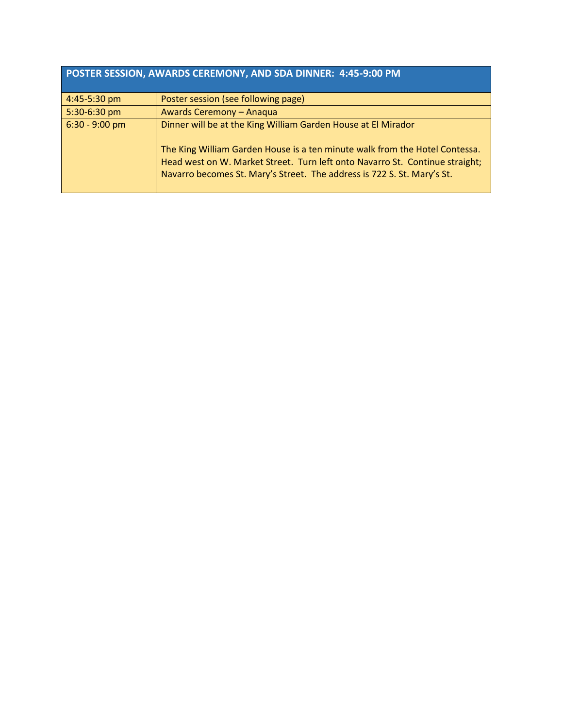| POSTER SESSION, AWARDS CEREMONY, AND SDA DINNER: 4:45-9:00 PM | |
|---|---|
| 4:45-5:30 pm | Poster session (see following page) |
| 5:30-6:30 pm | Awards Ceremony – Anaqua |
| 6:30 - 9:00 pm | Dinner will be at the King William Garden House at El Mirador<br><br>The King William Garden House is a ten minute walk from the Hotel Contessa. Head west on W. Market Street. Turn left onto Navarro St. Continue straight; Navarro becomes St. Mary's Street. The address is 722 S. St. Mary's St. |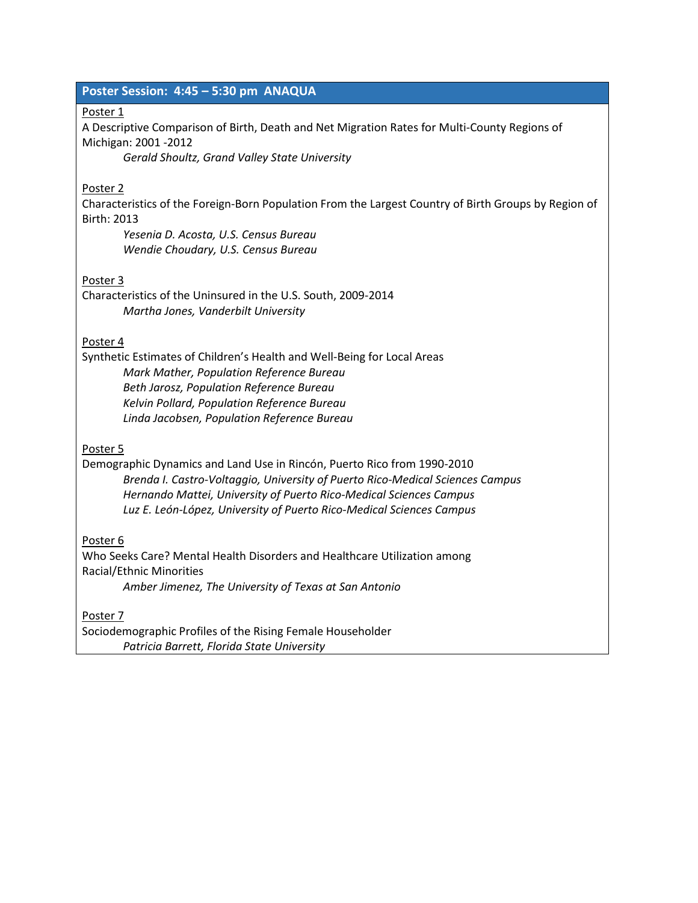## Poster Session: 4:45 – 5:30 pm ANAQUA

Poster 1

A Descriptive Comparison of Birth, Death and Net Migration Rates for Multi-County Regions of Michigan: 2001 -2012

*Gerald Shoultz, Grand Valley State University*

Poster 2

Characteristics of the Foreign-Born Population From the Largest Country of Birth Groups by Region of Birth: 2013

*Yesenia D. Acosta, U.S. Census Bureau*
*Wendie Choudary, U.S. Census Bureau*

Poster 3

Characteristics of the Uninsured in the U.S. South, 2009-2014

*Martha Jones, Vanderbilt University*

Poster 4

Synthetic Estimates of Children's Health and Well-Being for Local Areas

*Mark Mather, Population Reference Bureau*
*Beth Jarosz, Population Reference Bureau*
*Kelvin Pollard, Population Reference Bureau*
*Linda Jacobsen, Population Reference Bureau*

Poster 5

Demographic Dynamics and Land Use in Rincón, Puerto Rico from 1990-2010

*Brenda I. Castro-Voltaggio, University of Puerto Rico-Medical Sciences Campus*
*Hernando Mattei, University of Puerto Rico-Medical Sciences Campus*
*Luz E. León-López, University of Puerto Rico-Medical Sciences Campus*

Poster 6

Who Seeks Care? Mental Health Disorders and Healthcare Utilization among Racial/Ethnic Minorities

*Amber Jimenez, The University of Texas at San Antonio*

Poster 7

Sociodemographic Profiles of the Rising Female Householder

*Patricia Barrett, Florida State University*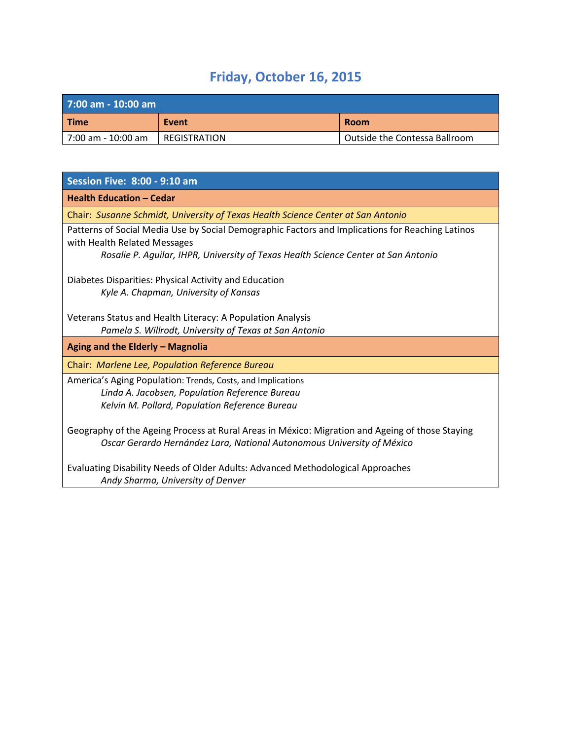# Friday, October 16, 2015

| 7:00 am - 10:00 am | | |
|---|---|---|
| **Time** | **Event** | **Room** |
| 7:00 am - 10:00 am | REGISTRATION | Outside the Contessa Ballroom |

## Session Five: 8:00 - 9:10 am

### Health Education – Cedar

Chair: *Susanne Schmidt, University of Texas Health Science Center at San Antonio*

Patterns of Social Media Use by Social Demographic Factors and Implications for Reaching Latinos with Health Related Messages
*Rosalie P. Aguilar, IHPR, University of Texas Health Science Center at San Antonio*

Diabetes Disparities: Physical Activity and Education
*Kyle A. Chapman, University of Kansas*

Veterans Status and Health Literacy: A Population Analysis
*Pamela S. Willrodt, University of Texas at San Antonio*

### Aging and the Elderly – Magnolia

Chair: *Marlene Lee, Population Reference Bureau*

America's Aging Population: Trends, Costs, and Implications
*Linda A. Jacobsen, Population Reference Bureau*
*Kelvin M. Pollard, Population Reference Bureau*

Geography of the Ageing Process at Rural Areas in México: Migration and Ageing of those Staying
*Oscar Gerardo Hernández Lara, National Autonomous University of México*

Evaluating Disability Needs of Older Adults: Advanced Methodological Approaches
*Andy Sharma, University of Denver*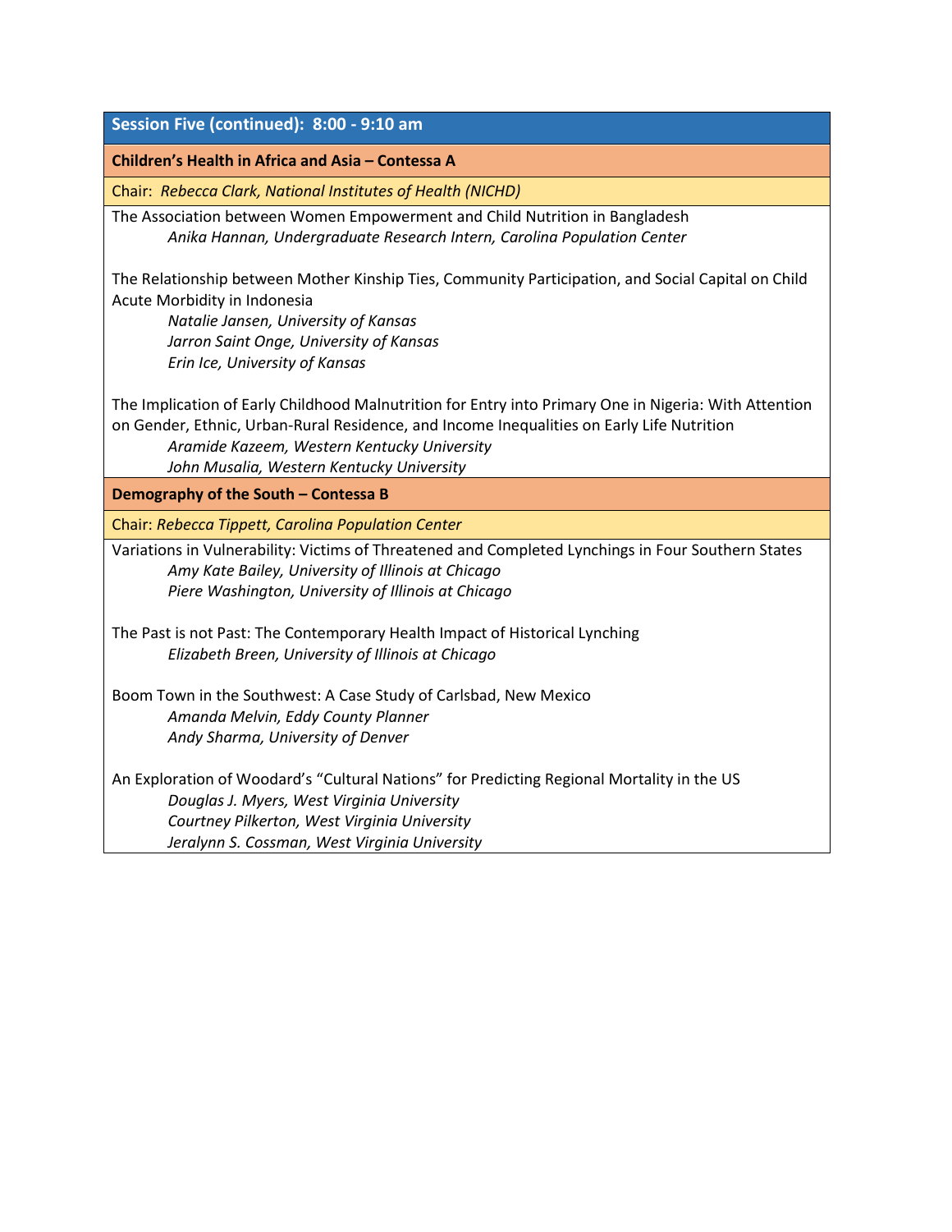## Session Five (continued): 8:00 - 9:10 am

### Children's Health in Africa and Asia – Contessa A

Chair: *Rebecca Clark, National Institutes of Health (NICHD)*

The Association between Women Empowerment and Child Nutrition in Bangladesh
*Anika Hannan, Undergraduate Research Intern, Carolina Population Center*

The Relationship between Mother Kinship Ties, Community Participation, and Social Capital on Child Acute Morbidity in Indonesia
*Natalie Jansen, University of Kansas*
*Jarron Saint Onge, University of Kansas*
*Erin Ice, University of Kansas*

The Implication of Early Childhood Malnutrition for Entry into Primary One in Nigeria: With Attention on Gender, Ethnic, Urban-Rural Residence, and Income Inequalities on Early Life Nutrition
*Aramide Kazeem, Western Kentucky University*
*John Musalia, Western Kentucky University*

### Demography of the South – Contessa B

Chair: *Rebecca Tippett, Carolina Population Center*

Variations in Vulnerability: Victims of Threatened and Completed Lynchings in Four Southern States
*Amy Kate Bailey, University of Illinois at Chicago*
*Piere Washington, University of Illinois at Chicago*

The Past is not Past: The Contemporary Health Impact of Historical Lynching
*Elizabeth Breen, University of Illinois at Chicago*

Boom Town in the Southwest: A Case Study of Carlsbad, New Mexico
*Amanda Melvin, Eddy County Planner*
*Andy Sharma, University of Denver*

An Exploration of Woodard's "Cultural Nations" for Predicting Regional Mortality in the US
*Douglas J. Myers, West Virginia University*
*Courtney Pilkerton, West Virginia University*
*Jeralynn S. Cossman, West Virginia University*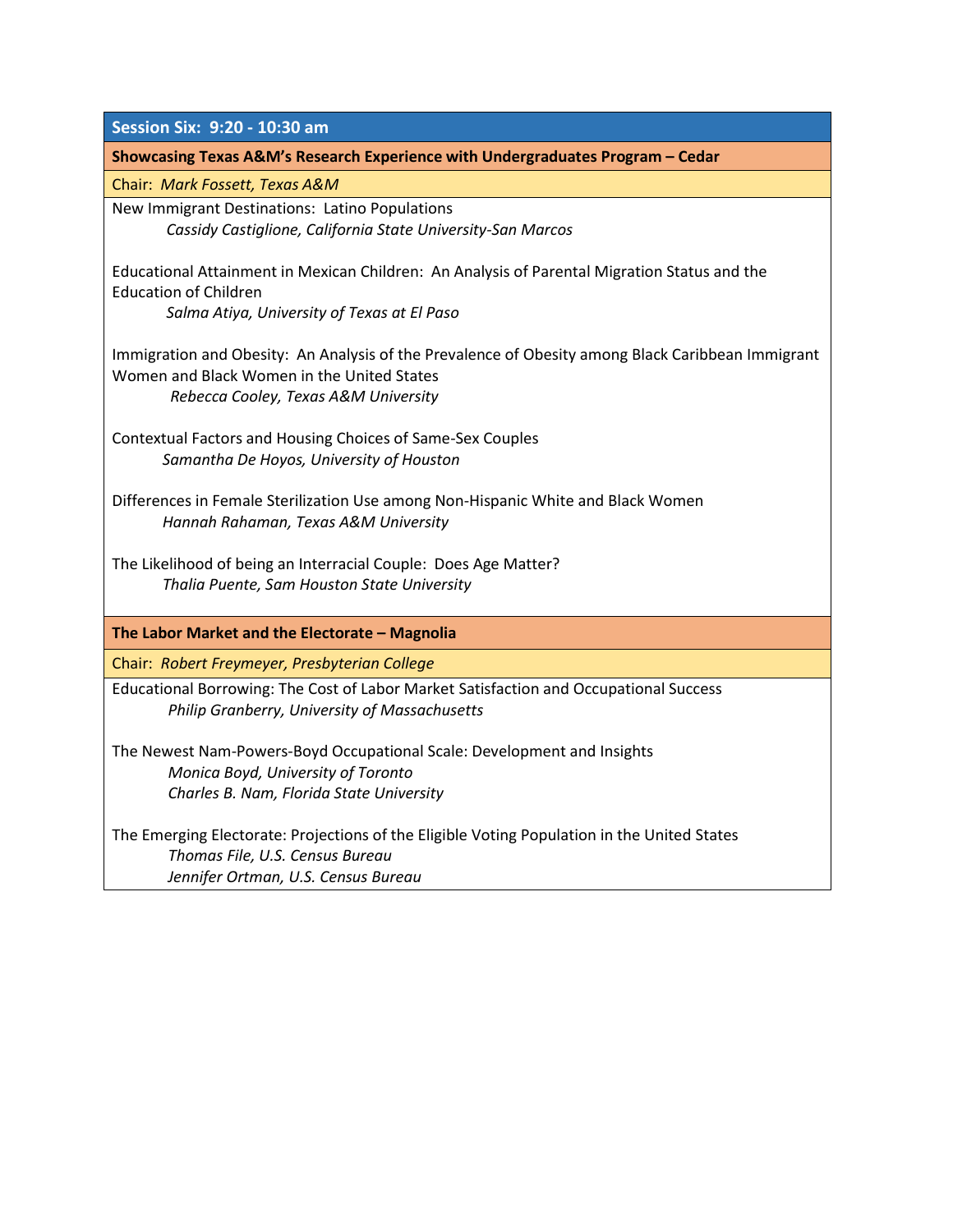## Session Six: 9:20 - 10:30 am

### Showcasing Texas A&M's Research Experience with Undergraduates Program – Cedar

Chair: *Mark Fossett, Texas A&M*

New Immigrant Destinations: Latino Populations
*Cassidy Castiglione, California State University-San Marcos*

Educational Attainment in Mexican Children: An Analysis of Parental Migration Status and the Education of Children
*Salma Atiya, University of Texas at El Paso*

Immigration and Obesity: An Analysis of the Prevalence of Obesity among Black Caribbean Immigrant Women and Black Women in the United States
*Rebecca Cooley, Texas A&M University*

Contextual Factors and Housing Choices of Same-Sex Couples
*Samantha De Hoyos, University of Houston*

Differences in Female Sterilization Use among Non-Hispanic White and Black Women
*Hannah Rahaman, Texas A&M University*

The Likelihood of being an Interracial Couple: Does Age Matter?
*Thalia Puente, Sam Houston State University*

### The Labor Market and the Electorate – Magnolia

Chair: *Robert Freymeyer, Presbyterian College*

Educational Borrowing: The Cost of Labor Market Satisfaction and Occupational Success
*Philip Granberry, University of Massachusetts*

The Newest Nam-Powers-Boyd Occupational Scale: Development and Insights
*Monica Boyd, University of Toronto*
*Charles B. Nam, Florida State University*

The Emerging Electorate: Projections of the Eligible Voting Population in the United States
*Thomas File, U.S. Census Bureau*
*Jennifer Ortman, U.S. Census Bureau*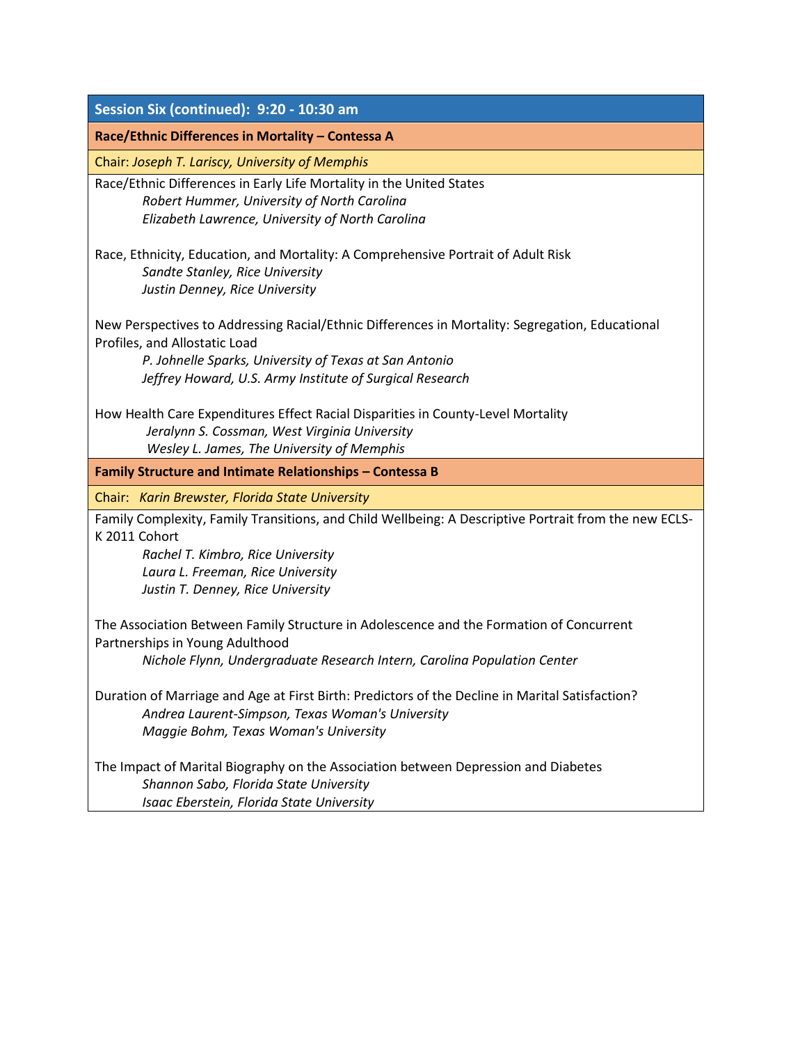## Session Six (continued): 9:20 - 10:30 am

### Race/Ethnic Differences in Mortality – Contessa A

Chair: *Joseph T. Lariscy, University of Memphis*

Race/Ethnic Differences in Early Life Mortality in the United States
*Robert Hummer, University of North Carolina*
*Elizabeth Lawrence, University of North Carolina*

Race, Ethnicity, Education, and Mortality: A Comprehensive Portrait of Adult Risk
*Sandte Stanley, Rice University*
*Justin Denney, Rice University*

New Perspectives to Addressing Racial/Ethnic Differences in Mortality: Segregation, Educational Profiles, and Allostatic Load
*P. Johnelle Sparks, University of Texas at San Antonio*
*Jeffrey Howard, U.S. Army Institute of Surgical Research*

How Health Care Expenditures Effect Racial Disparities in County-Level Mortality
*Jeralynn S. Cossman, West Virginia University*
*Wesley L. James, The University of Memphis*

### Family Structure and Intimate Relationships – Contessa B

Chair: *Karin Brewster, Florida State University*

Family Complexity, Family Transitions, and Child Wellbeing: A Descriptive Portrait from the new ECLS-K 2011 Cohort
*Rachel T. Kimbro, Rice University*
*Laura L. Freeman, Rice University*
*Justin T. Denney, Rice University*

The Association Between Family Structure in Adolescence and the Formation of Concurrent Partnerships in Young Adulthood
*Nichole Flynn, Undergraduate Research Intern, Carolina Population Center*

Duration of Marriage and Age at First Birth: Predictors of the Decline in Marital Satisfaction?
*Andrea Laurent-Simpson, Texas Woman's University*
*Maggie Bohm, Texas Woman's University*

The Impact of Marital Biography on the Association between Depression and Diabetes
*Shannon Sabo, Florida State University*
*Isaac Eberstein, Florida State University*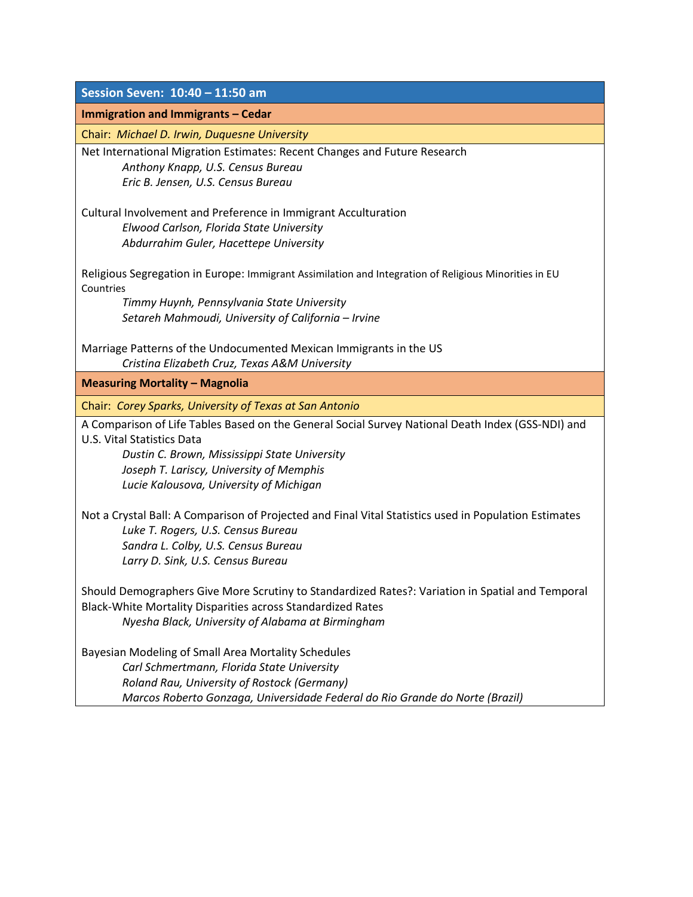## Session Seven: 10:40 – 11:50 am

### Immigration and Immigrants – Cedar

Chair: *Michael D. Irwin, Duquesne University*

Net International Migration Estimates: Recent Changes and Future Research
*Anthony Knapp, U.S. Census Bureau*
*Eric B. Jensen, U.S. Census Bureau*

Cultural Involvement and Preference in Immigrant Acculturation
*Elwood Carlson, Florida State University*
*Abdurrahim Guler, Hacettepe University*

Religious Segregation in Europe: Immigrant Assimilation and Integration of Religious Minorities in EU Countries
*Timmy Huynh, Pennsylvania State University*
*Setareh Mahmoudi, University of California – Irvine*

Marriage Patterns of the Undocumented Mexican Immigrants in the US
*Cristina Elizabeth Cruz, Texas A&M University*

### Measuring Mortality – Magnolia

Chair: *Corey Sparks, University of Texas at San Antonio*

A Comparison of Life Tables Based on the General Social Survey National Death Index (GSS-NDI) and U.S. Vital Statistics Data
*Dustin C. Brown, Mississippi State University*
*Joseph T. Lariscy, University of Memphis*
*Lucie Kalousova, University of Michigan*

Not a Crystal Ball: A Comparison of Projected and Final Vital Statistics used in Population Estimates
*Luke T. Rogers, U.S. Census Bureau*
*Sandra L. Colby, U.S. Census Bureau*
*Larry D. Sink, U.S. Census Bureau*

Should Demographers Give More Scrutiny to Standardized Rates?: Variation in Spatial and Temporal Black-White Mortality Disparities across Standardized Rates
*Nyesha Black, University of Alabama at Birmingham*

Bayesian Modeling of Small Area Mortality Schedules
*Carl Schmertmann, Florida State University*
*Roland Rau, University of Rostock (Germany)*
*Marcos Roberto Gonzaga, Universidade Federal do Rio Grande do Norte (Brazil)*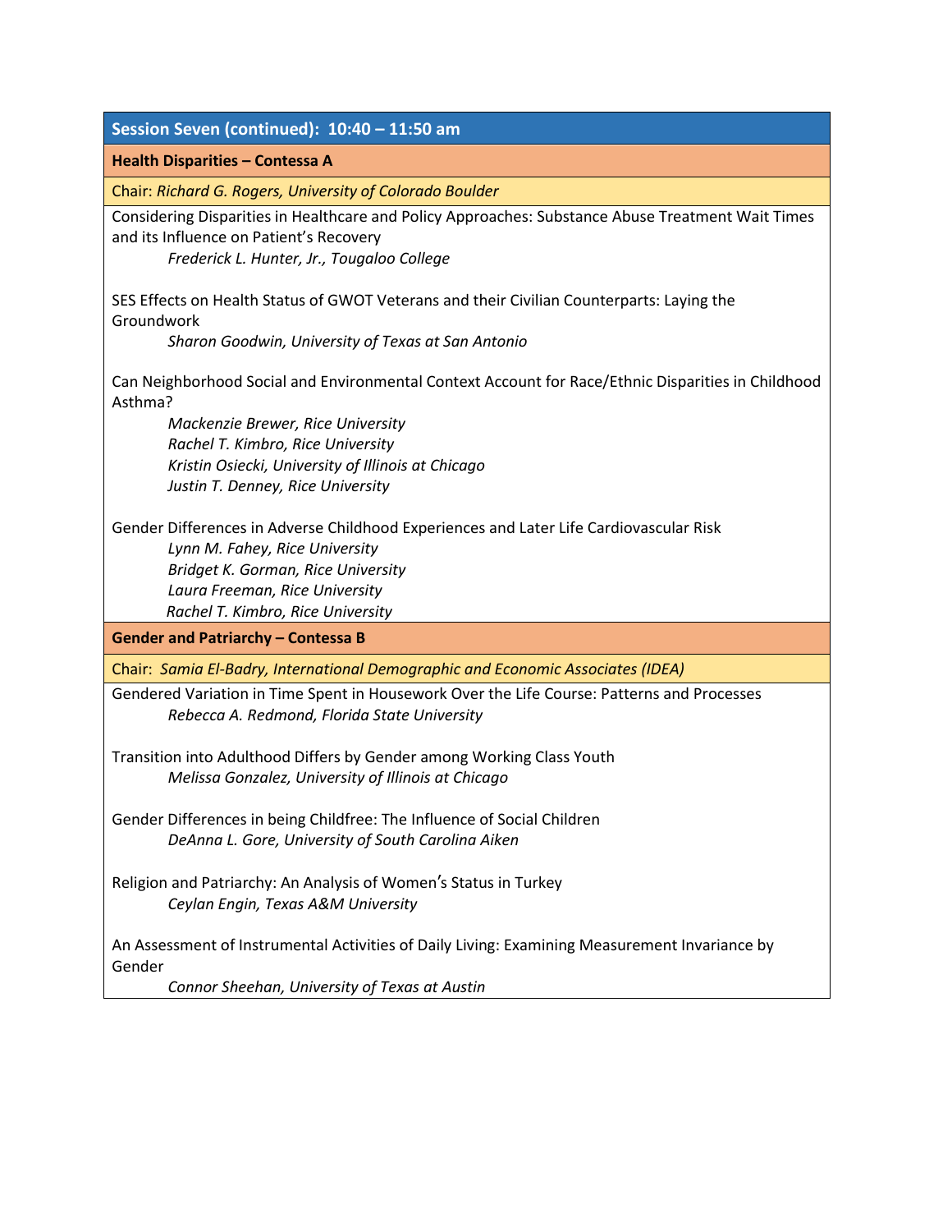## Session Seven (continued): 10:40 – 11:50 am

### Health Disparities – Contessa A

Chair: *Richard G. Rogers, University of Colorado Boulder*

Considering Disparities in Healthcare and Policy Approaches: Substance Abuse Treatment Wait Times and its Influence on Patient's Recovery
*Frederick L. Hunter, Jr., Tougaloo College*

SES Effects on Health Status of GWOT Veterans and their Civilian Counterparts: Laying the Groundwork
*Sharon Goodwin, University of Texas at San Antonio*

Can Neighborhood Social and Environmental Context Account for Race/Ethnic Disparities in Childhood Asthma?
*Mackenzie Brewer, Rice University*
*Rachel T. Kimbro, Rice University*
*Kristin Osiecki, University of Illinois at Chicago*
*Justin T. Denney, Rice University*

Gender Differences in Adverse Childhood Experiences and Later Life Cardiovascular Risk
*Lynn M. Fahey, Rice University*
*Bridget K. Gorman, Rice University*
*Laura Freeman, Rice University*
*Rachel T. Kimbro, Rice University*

### Gender and Patriarchy – Contessa B

Chair: *Samia El-Badry, International Demographic and Economic Associates (IDEA)*

Gendered Variation in Time Spent in Housework Over the Life Course: Patterns and Processes
*Rebecca A. Redmond, Florida State University*

Transition into Adulthood Differs by Gender among Working Class Youth
*Melissa Gonzalez, University of Illinois at Chicago*

Gender Differences in being Childfree: The Influence of Social Children
*DeAnna L. Gore, University of South Carolina Aiken*

Religion and Patriarchy: An Analysis of Women's Status in Turkey
*Ceylan Engin, Texas A&M University*

An Assessment of Instrumental Activities of Daily Living: Examining Measurement Invariance by Gender
*Connor Sheehan, University of Texas at Austin*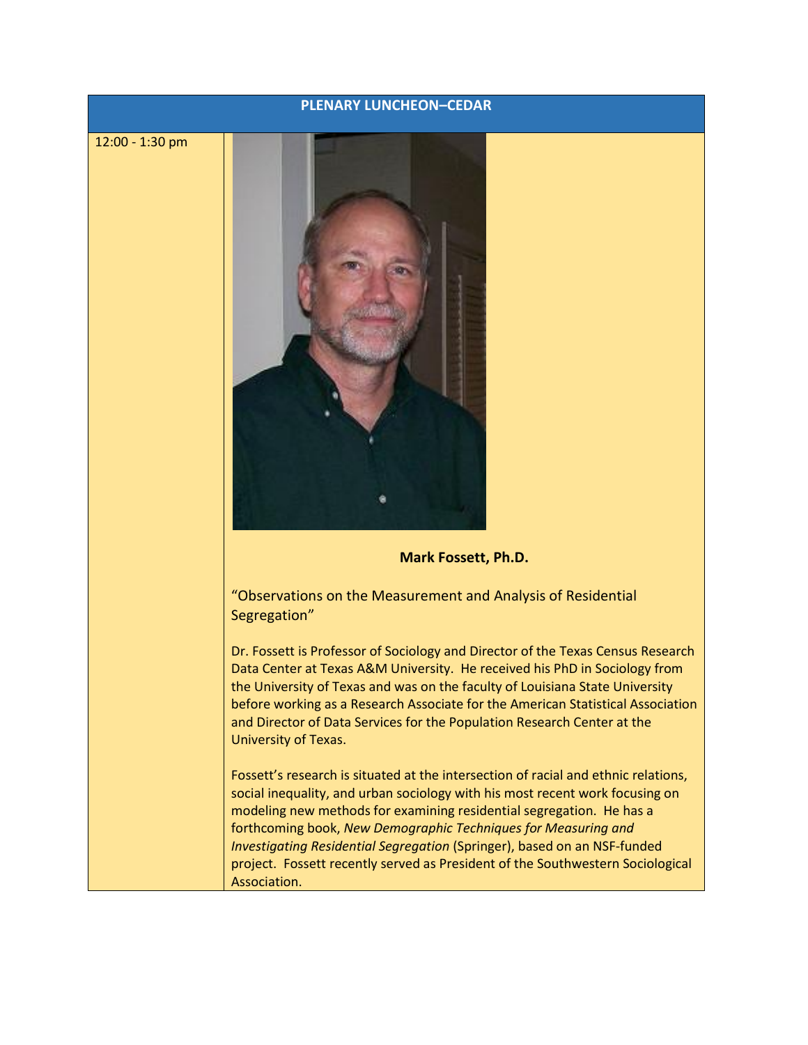## PLENARY LUNCHEON–CEDAR

12:00 - 1:30 pm

**Mark Fossett, Ph.D.**

"Observations on the Measurement and Analysis of Residential Segregation"

Dr. Fossett is Professor of Sociology and Director of the Texas Census Research Data Center at Texas A&M University. He received his PhD in Sociology from the University of Texas and was on the faculty of Louisiana State University before working as a Research Associate for the American Statistical Association and Director of Data Services for the Population Research Center at the University of Texas.

Fossett's research is situated at the intersection of racial and ethnic relations, social inequality, and urban sociology with his most recent work focusing on modeling new methods for examining residential segregation. He has a forthcoming book, *New Demographic Techniques for Measuring and Investigating Residential Segregation* (Springer), based on an NSF-funded project. Fossett recently served as President of the Southwestern Sociological Association.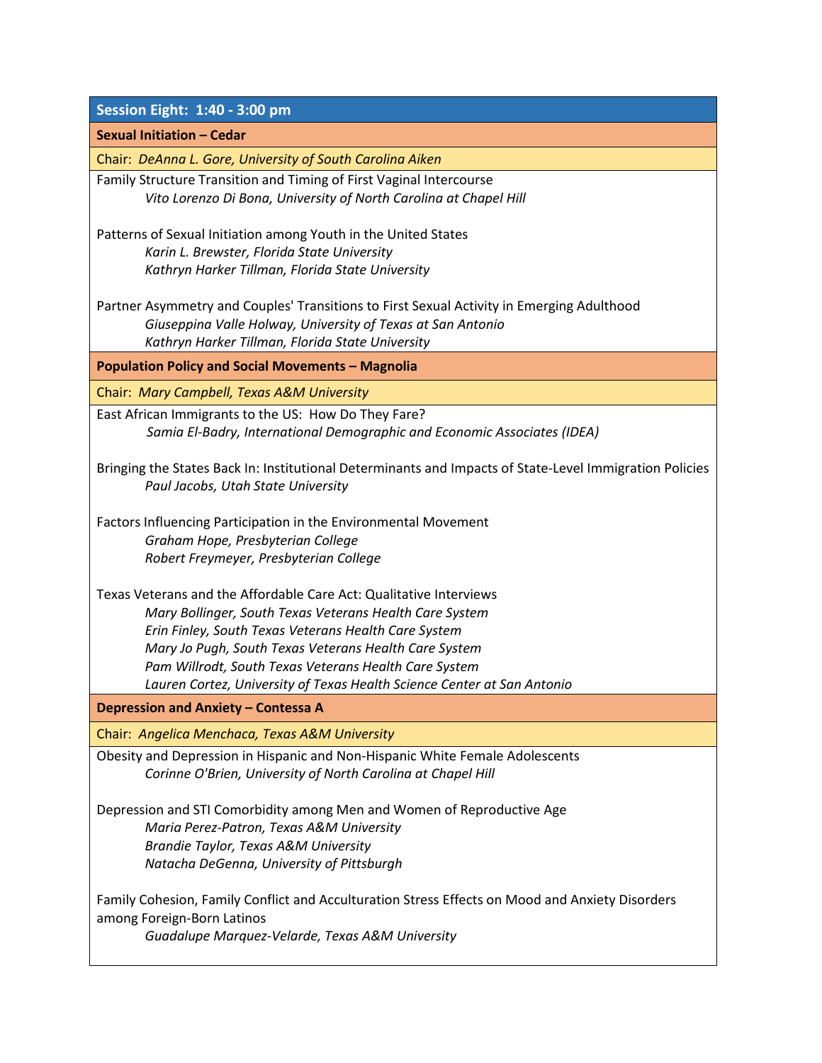## Session Eight: 1:40 - 3:00 pm

### Sexual Initiation – Cedar

Chair: *DeAnna L. Gore, University of South Carolina Aiken*

Family Structure Transition and Timing of First Vaginal Intercourse
*Vito Lorenzo Di Bona, University of North Carolina at Chapel Hill*

Patterns of Sexual Initiation among Youth in the United States
*Karin L. Brewster, Florida State University*
*Kathryn Harker Tillman, Florida State University*

Partner Asymmetry and Couples' Transitions to First Sexual Activity in Emerging Adulthood
*Giuseppina Valle Holway, University of Texas at San Antonio*
*Kathryn Harker Tillman, Florida State University*

### Population Policy and Social Movements – Magnolia

Chair: *Mary Campbell, Texas A&M University*

East African Immigrants to the US: How Do They Fare?
*Samia El-Badry, International Demographic and Economic Associates (IDEA)*

Bringing the States Back In: Institutional Determinants and Impacts of State-Level Immigration Policies
*Paul Jacobs, Utah State University*

Factors Influencing Participation in the Environmental Movement
*Graham Hope, Presbyterian College*
*Robert Freymeyer, Presbyterian College*

Texas Veterans and the Affordable Care Act: Qualitative Interviews
*Mary Bollinger, South Texas Veterans Health Care System*
*Erin Finley, South Texas Veterans Health Care System*
*Mary Jo Pugh, South Texas Veterans Health Care System*
*Pam Willrodt, South Texas Veterans Health Care System*
*Lauren Cortez, University of Texas Health Science Center at San Antonio*

### Depression and Anxiety – Contessa A

Chair: *Angelica Menchaca, Texas A&M University*

Obesity and Depression in Hispanic and Non-Hispanic White Female Adolescents
*Corinne O'Brien, University of North Carolina at Chapel Hill*

Depression and STI Comorbidity among Men and Women of Reproductive Age
*Maria Perez-Patron, Texas A&M University*
*Brandie Taylor, Texas A&M University*
*Natacha DeGenna, University of Pittsburgh*

Family Cohesion, Family Conflict and Acculturation Stress Effects on Mood and Anxiety Disorders among Foreign-Born Latinos
*Guadalupe Marquez-Velarde, Texas A&M University*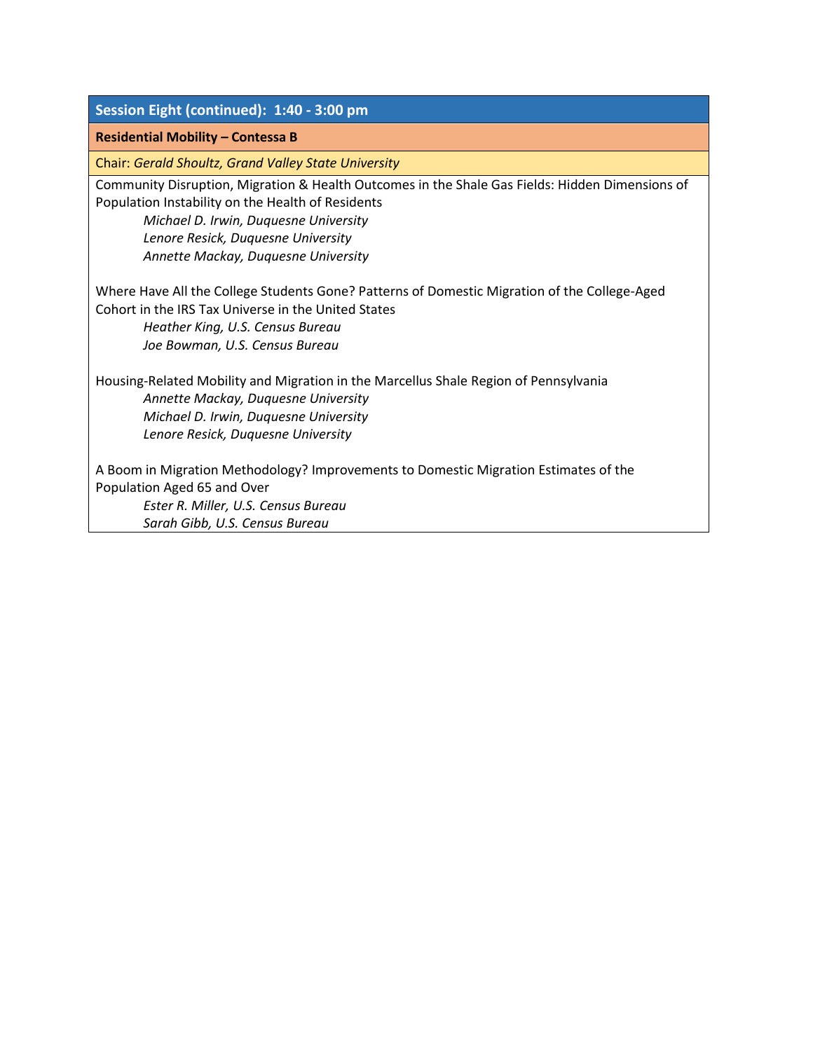## Session Eight (continued): 1:40 - 3:00 pm

### Residential Mobility – Contessa B

Chair: *Gerald Shoultz, Grand Valley State University*

Community Disruption, Migration & Health Outcomes in the Shale Gas Fields: Hidden Dimensions of Population Instability on the Health of Residents

*Michael D. Irwin, Duquesne University*
*Lenore Resick, Duquesne University*
*Annette Mackay, Duquesne University*

Where Have All the College Students Gone? Patterns of Domestic Migration of the College-Aged Cohort in the IRS Tax Universe in the United States

*Heather King, U.S. Census Bureau*
*Joe Bowman, U.S. Census Bureau*

Housing-Related Mobility and Migration in the Marcellus Shale Region of Pennsylvania

*Annette Mackay, Duquesne University*
*Michael D. Irwin, Duquesne University*
*Lenore Resick, Duquesne University*

A Boom in Migration Methodology? Improvements to Domestic Migration Estimates of the Population Aged 65 and Over

*Ester R. Miller, U.S. Census Bureau*
*Sarah Gibb, U.S. Census Bureau*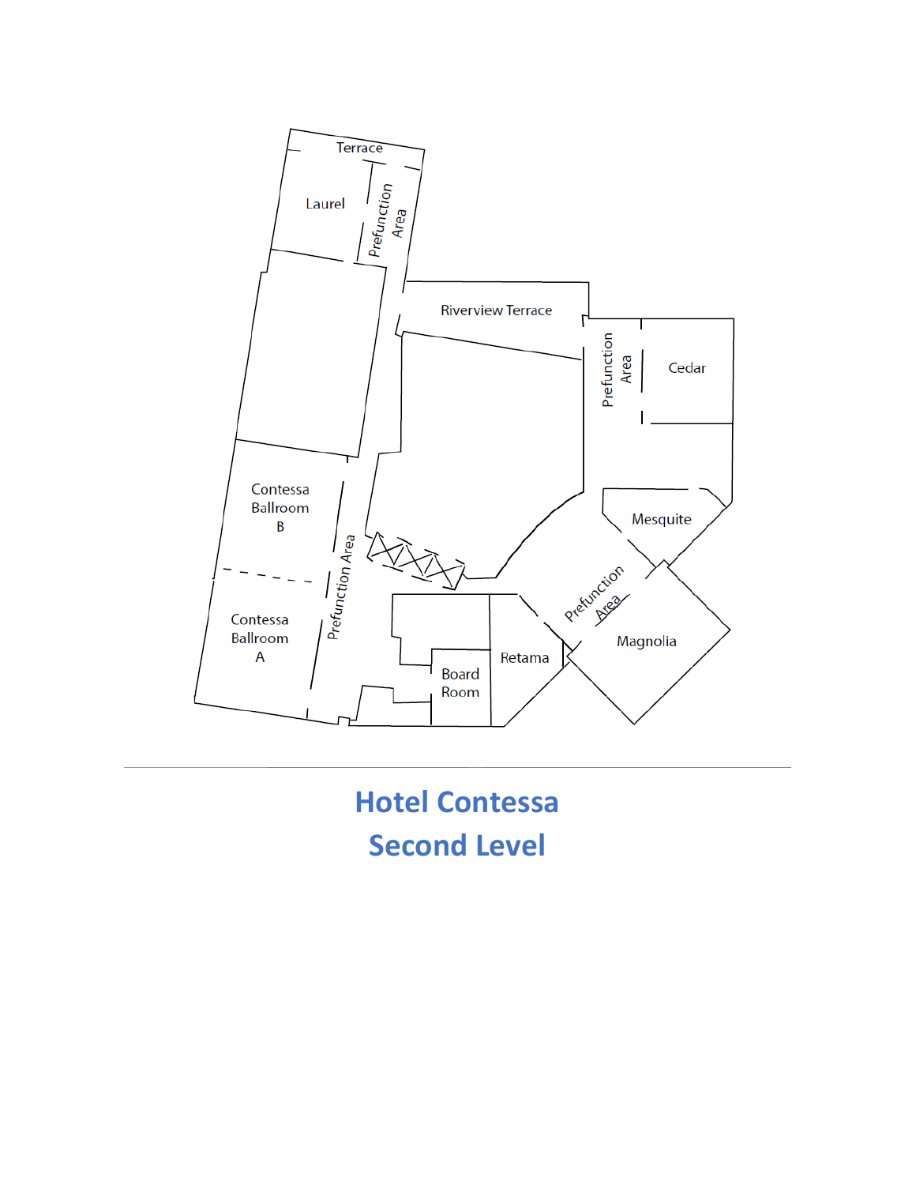Terrace

Laurel

Prefunction Area

Riverview Terrace

Prefunction Area

Cedar

Contessa Ballroom B

Mesquite

Prefunction Area

Contessa Ballroom A

Prefunction Area

Magnolia

Retama

Board Room

# Hotel Contessa
# Second Level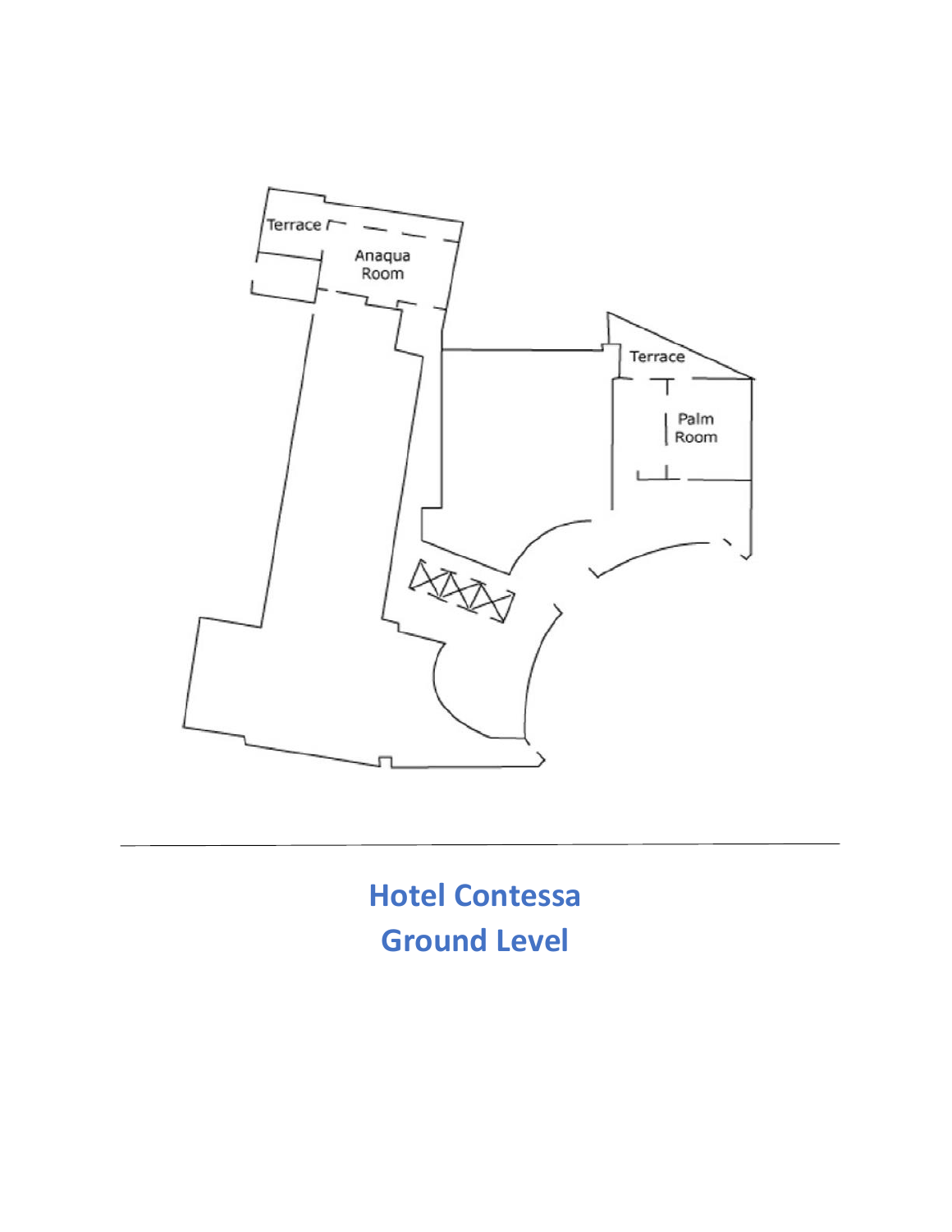Terrace

Anaqua Room

Terrace

Palm Room

**Hotel Contessa**
**Ground Level**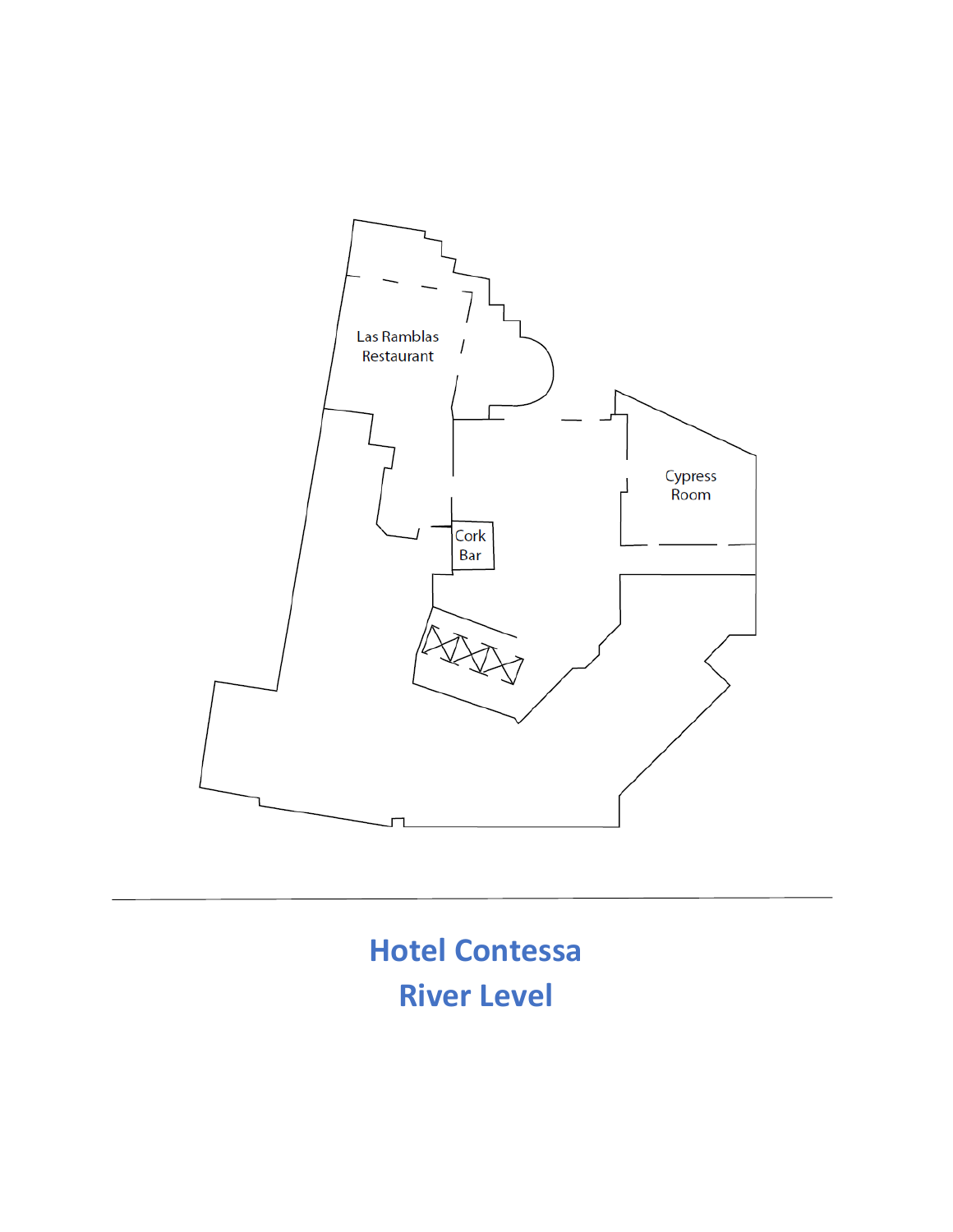Las Ramblas Restaurant

Cypress Room

Cork Bar

## Hotel Contessa
## River Level